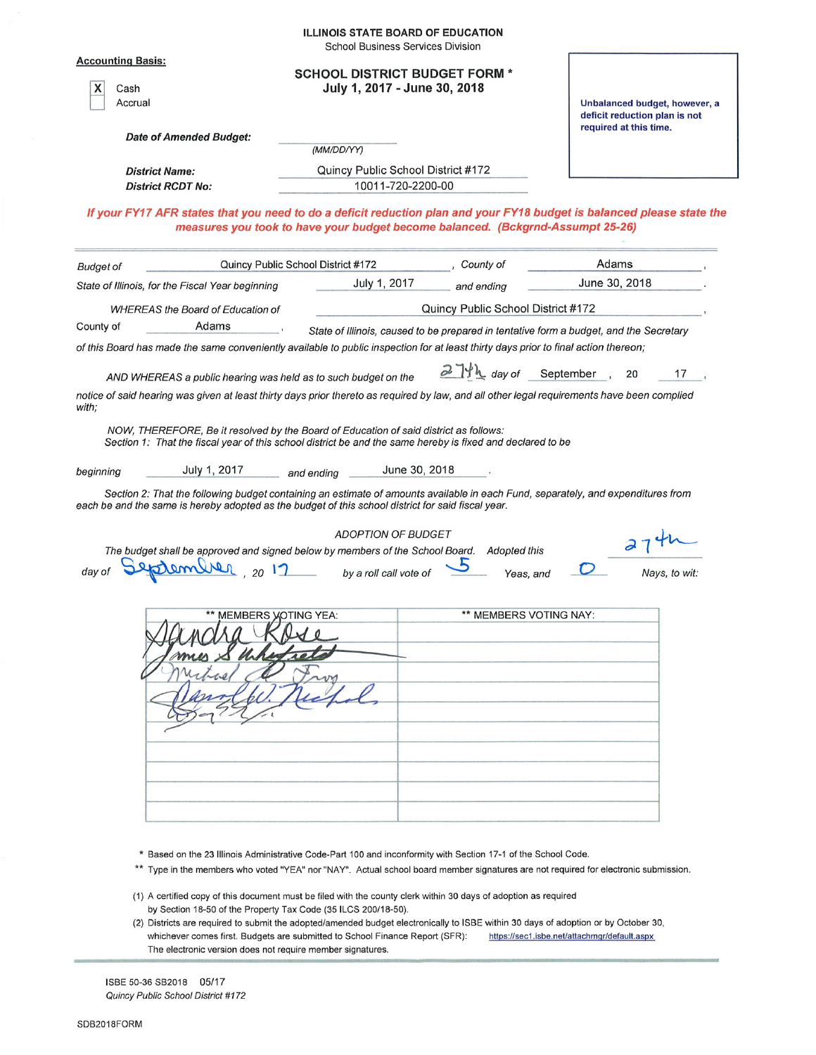**ILLINOIS STATE BOARD OF EDUCATION**
School Business Services Division

**Accounting Basis:**

[X] Cash
[ ] Accrual

# SCHOOL DISTRICT BUDGET FORM *
## July 1, 2017 - June 30, 2018

Unbalanced budget, however, a deficit reduction plan is not required at this time.

***Date of Amended Budget:*** ______________ (MM/DD/YY)

***District Name:*** Quincy Public School District #172
***District RCDT No:*** 10011-720-2200-00

***If your FY17 AFR states that you need to do a deficit reduction plan and your FY18 budget is balanced please state the measures you took to have your budget become balanced. (Bckgrnd-Assumpt 25-26)***

*Budget of* Quincy Public School District #172, *County of* Adams,
*State of Illinois, for the Fiscal Year beginning* July 1, 2017 *and ending* June 30, 2018.

*WHEREAS the Board of Education of* Quincy Public School District #172,
*County of* Adams, *State of Illinois, caused to be prepared in tentative form a budget, and the Secretary of this Board has made the same conveniently available to public inspection for at least thirty days prior to final action thereon;*

*AND WHEREAS a public hearing was held as to such budget on the* 27th *day of* September, 20 17,
*notice of said hearing was given at least thirty days prior thereto as required by law, and all other legal requirements have been complied with;*

*NOW, THEREFORE, Be it resolved by the Board of Education of said district as follows:*
*Section 1: That the fiscal year of this school district be and the same hereby is fixed and declared to be*

*beginning* July 1, 2017 *and ending* June 30, 2018.

*Section 2: That the following budget containing an estimate of amounts available in each Fund, separately, and expenditures from each be and the same is hereby adopted as the budget of this school district for said fiscal year.*

*ADOPTION OF BUDGET*

*The budget shall be approved and signed below by members of the School Board. Adopted this* 27th *day of* September, 20 17 *by a roll call vote of* 5 *Yeas, and* 0 *Nays, to wit:*

| ** MEMBERS VOTING YEA: | ** MEMBERS VOTING NAY: |
|---|---|
| Sandra Rose | |
| James S Whitfield | |
| Michael D Troy | |
| Daniel W. Nichols | |
| [signature] | |
| | |
| | |
| | |
| | |
| | |

\* Based on the 23 Illinois Administrative Code-Part 100 and inconformity with Section 17-1 of the School Code.

\** Type in the members who voted "YEA" nor "NAY". Actual school board member signatures are not required for electronic submission.

(1) A certified copy of this document must be filed with the county clerk within 30 days of adoption as required by Section 18-50 of the Property Tax Code (35 ILCS 200/18-50).

(2) Districts are required to submit the adopted/amended budget electronically to ISBE within 30 days of adoption or by October 30, whichever comes first. Budgets are submitted to School Finance Report (SFR): https://sec1.isbe.net/attachmgr/default.aspx
The electronic version does not require member signatures.

ISBE 50-36 SB2018 05/17
*Quincy Public School District #172*

SDB2018FORM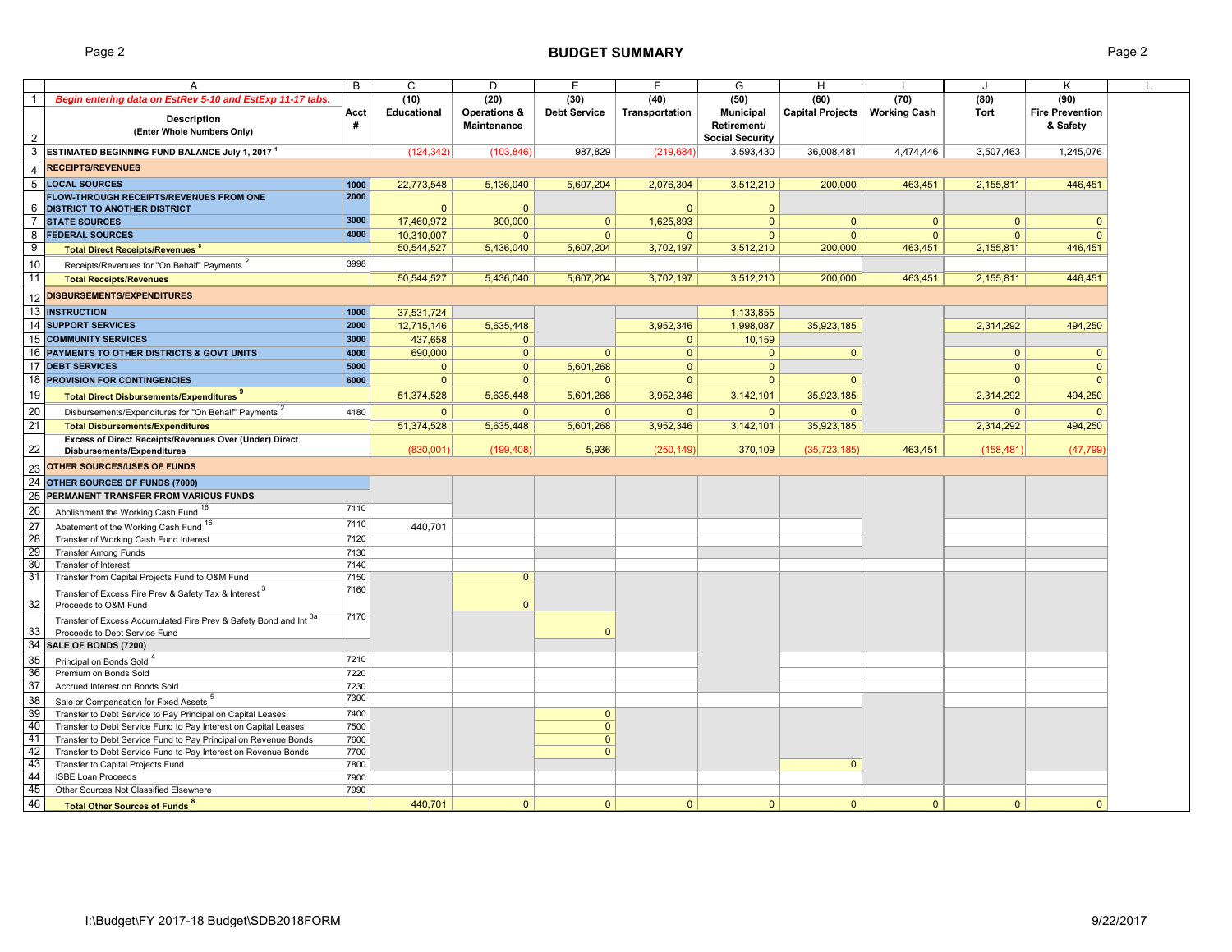# BUDGET SUMMARY

| | A | B | C | D | E | F | G | H | I | J | K |
|---|---|---|---|---|---|---|---|---|---|---|---|
| 1 | *Begin entering data on EstRev 5-10 and EstExp 11-17 tabs.* | | (10) | (20) | (30) | (40) | (50) | (60) | (70) | (80) | (90) |
| 2 | **Description** (Enter Whole Numbers Only) | Acct # | Educational | Operations & Maintenance | Debt Service | Transportation | Municipal Retirement/ Social Security | Capital Projects | Working Cash | Tort | Fire Prevention & Safety |
| 3 | **ESTIMATED BEGINNING FUND BALANCE July 1, 2017** [1] | | (124,342) | (103,846) | 987,829 | (219,684) | 3,593,430 | 36,008,481 | 4,474,446 | 3,507,463 | 1,245,076 |
| 4 | **RECEIPTS/REVENUES** | | | | | | | | | | |
| 5 | **LOCAL SOURCES** | 1000 | 22,773,548 | 5,136,040 | 5,607,204 | 2,076,304 | 3,512,210 | 200,000 | 463,451 | 2,155,811 | 446,451 |
| 6 | **FLOW-THROUGH RECEIPTS/REVENUES FROM ONE DISTRICT TO ANOTHER DISTRICT** | 2000 | 0 | 0 | | 0 | 0 | | | | |
| 7 | **STATE SOURCES** | 3000 | 17,460,972 | 300,000 | 0 | 1,625,893 | 0 | 0 | 0 | 0 | 0 |
| 8 | **FEDERAL SOURCES** | 4000 | 10,310,007 | 0 | 0 | 0 | 0 | 0 | 0 | 0 | 0 |
| 9 | **Total Direct Receipts/Revenues** [8] | | 50,544,527 | 5,436,040 | 5,607,204 | 3,702,197 | 3,512,210 | 200,000 | 463,451 | 2,155,811 | 446,451 |
| 10 | Receipts/Revenues for "On Behalf" Payments [2] | 3998 | | | | | | | | | |
| 11 | **Total Receipts/Revenues** | | 50,544,527 | 5,436,040 | 5,607,204 | 3,702,197 | 3,512,210 | 200,000 | 463,451 | 2,155,811 | 446,451 |
| 12 | **DISBURSEMENTS/EXPENDITURES** | | | | | | | | | | |
| 13 | **INSTRUCTION** | 1000 | 37,531,724 | | | | 1,133,855 | | | | |
| 14 | **SUPPORT SERVICES** | 2000 | 12,715,146 | 5,635,448 | | 3,952,346 | 1,998,087 | 35,923,185 | | 2,314,292 | 494,250 |
| 15 | **COMMUNITY SERVICES** | 3000 | 437,658 | 0 | | 0 | 10,159 | | | | |
| 16 | **PAYMENTS TO OTHER DISTRICTS & GOVT UNITS** | 4000 | 690,000 | 0 | 0 | 0 | 0 | 0 | | 0 | 0 |
| 17 | **DEBT SERVICES** | 5000 | 0 | 0 | 5,601,268 | 0 | 0 | | | 0 | 0 |
| 18 | **PROVISION FOR CONTINGENCIES** | 6000 | 0 | 0 | 0 | 0 | 0 | 0 | | 0 | 0 |
| 19 | **Total Direct Disbursements/Expenditures** [9] | | 51,374,528 | 5,635,448 | 5,601,268 | 3,952,346 | 3,142,101 | 35,923,185 | | 2,314,292 | 494,250 |
| 20 | Disbursements/Expenditures for "On Behalf" Payments [2] | 4180 | 0 | 0 | 0 | 0 | 0 | 0 | | 0 | 0 |
| 21 | **Total Disbursements/Expenditures** | | 51,374,528 | 5,635,448 | 5,601,268 | 3,952,346 | 3,142,101 | 35,923,185 | | 2,314,292 | 494,250 |
| 22 | **Excess of Direct Receipts/Revenues Over (Under) Direct Disbursements/Expenditures** | | (830,001) | (199,408) | 5,936 | (250,149) | 370,109 | (35,723,185) | 463,451 | (158,481) | (47,799) |
| 23 | **OTHER SOURCES/USES OF FUNDS** | | | | | | | | | | |
| 24 | **OTHER SOURCES OF FUNDS (7000)** | | | | | | | | | | |
| 25 | **PERMANENT TRANSFER FROM VARIOUS FUNDS** | | | | | | | | | | |
| 26 | Abolishment the Working Cash Fund [16] | 7110 | | | | | | | | | |
| 27 | Abatement of the Working Cash Fund [16] | 7110 | 440,701 | | | | | | | | |
| 28 | Transfer of Working Cash Fund Interest | 7120 | | | | | | | | | |
| 29 | Transfer Among Funds | 7130 | | | | | | | | | |
| 30 | Transfer of Interest | 7140 | | | | | | | | | |
| 31 | Transfer from Capital Projects Fund to O&M Fund | 7150 | | 0 | | | | | | | |
| 32 | Transfer of Excess Fire Prev & Safety Tax & Interest [3] Proceeds to O&M Fund | 7160 | | 0 | | | | | | | |
| 33 | Transfer of Excess Accumulated Fire Prev & Safety Bond and Int [3a] Proceeds to Debt Service Fund | 7170 | | | 0 | | | | | | |
| 34 | **SALE OF BONDS (7200)** | | | | | | | | | | |
| 35 | Principal on Bonds Sold [4] | 7210 | | | | | | | | | |
| 36 | Premium on Bonds Sold | 7220 | | | | | | | | | |
| 37 | Accrued Interest on Bonds Sold | 7230 | | | | | | | | | |
| 38 | Sale or Compensation for Fixed Assets [5] | 7300 | | | | | | | | | |
| 39 | Transfer to Debt Service to Pay Principal on Capital Leases | 7400 | | | 0 | | | | | | |
| 40 | Transfer to Debt Service Fund to Pay Interest on Capital Leases | 7500 | | | 0 | | | | | | |
| 41 | Transfer to Debt Service Fund to Pay Principal on Revenue Bonds | 7600 | | | 0 | | | | | | |
| 42 | Transfer to Debt Service Fund to Pay Interest on Revenue Bonds | 7700 | | | 0 | | | | | | |
| 43 | Transfer to Capital Projects Fund | 7800 | | | | | | 0 | | | |
| 44 | ISBE Loan Proceeds | 7900 | | | | | | | | | |
| 45 | Other Sources Not Classified Elsewhere | 7990 | | | | | | | | | |
| 46 | **Total Other Sources of Funds** [8] | | 440,701 | 0 | 0 | 0 | 0 | 0 | 0 | 0 | 0 |

I:\Budget\FY 2017-18 Budget\SDB2018FORM

9/22/2017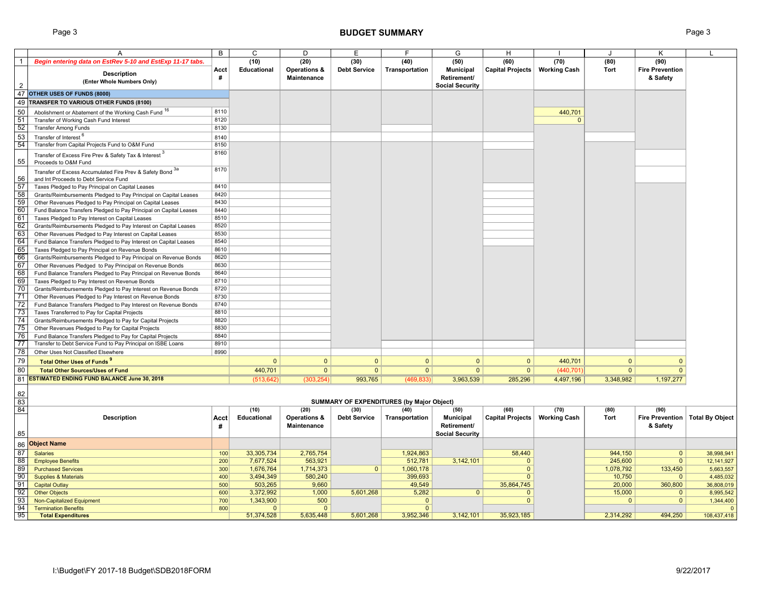# BUDGET SUMMARY

| | A | B | C | D | E | F | G | H | I | J | K | L |
|---|---|---|---|---|---|---|---|---|---|---|---|---|
| 1 | *Begin entering data on EstRev 5-10 and EstExp 11-17 tabs.* | Acct # | (10) Educational | (20) Operations & Maintenance | (30) Debt Service | (40) Transportation | (50) Municipal Retirement/ Social Security | (60) Capital Projects | (70) Working Cash | (80) Tort | (90) Fire Prevention & Safety | |
| 2 | **Description** (Enter Whole Numbers Only) | | | | | | | | | | | |
| 47 | **OTHER USES OF FUNDS (8000)** | | | | | | | | | | | |
| 49 | **TRANSFER TO VARIOUS OTHER FUNDS (8100)** | | | | | | | | | | | |
| 50 | Abolishment or Abatement of the Working Cash Fund [16] | 8110 | | | | | | | 440,701 | | | |
| 51 | Transfer of Working Cash Fund Interest | 8120 | | | | | | | 0 | | | |
| 52 | Transfer Among Funds | 8130 | | | | | | | | | | |
| 53 | Transfer of Interest [6] | 8140 | | | | | | | | | | |
| 54 | Transfer from Capital Projects Fund to O&M Fund | 8150 | | | | | | | | | | |
| 55 | Transfer of Excess Fire Prev & Safety Tax & Interest [3] Proceeds to O&M Fund | 8160 | | | | | | | | | | |
| 56 | Transfer of Excess Accumulated Fire Prev & Safety Bond [3a] and Int Proceeds to Debt Service Fund | 8170 | | | | | | | | | | |
| 57 | Taxes Pledged to Pay Principal on Capital Leases | 8410 | | | | | | | | | | |
| 58 | Grants/Reimbursements Pledged to Pay Principal on Capital Leases | 8420 | | | | | | | | | | |
| 59 | Other Revenues Pledged to Pay Principal on Capital Leases | 8430 | | | | | | | | | | |
| 60 | Fund Balance Transfers Pledged to Pay Principal on Capital Leases | 8440 | | | | | | | | | | |
| 61 | Taxes Pledged to Pay Interest on Capital Leases | 8510 | | | | | | | | | | |
| 62 | Grants/Reimbursements Pledged to Pay Interest on Capital Leases | 8520 | | | | | | | | | | |
| 63 | Other Revenues Pledged to Pay Interest on Capital Leases | 8530 | | | | | | | | | | |
| 64 | Fund Balance Transfers Pledged to Pay Interest on Capital Leases | 8540 | | | | | | | | | | |
| 65 | Taxes Pledged to Pay Principal on Revenue Bonds | 8610 | | | | | | | | | | |
| 66 | Grants/Reimbursements Pledged to Pay Principal on Revenue Bonds | 8620 | | | | | | | | | | |
| 67 | Other Revenues Pledged to Pay Principal on Revenue Bonds | 8630 | | | | | | | | | | |
| 68 | Fund Balance Transfers Pledged to Pay Principal on Revenue Bonds | 8640 | | | | | | | | | | |
| 69 | Taxes Pledged to Pay Interest on Revenue Bonds | 8710 | | | | | | | | | | |
| 70 | Grants/Reimbursements Pledged to Pay Interest on Revenue Bonds | 8720 | | | | | | | | | | |
| 71 | Other Revenues Pledged to Pay Interest on Revenue Bonds | 8730 | | | | | | | | | | |
| 72 | Fund Balance Transfers Pledged to Pay Interest on Revenue Bonds | 8740 | | | | | | | | | | |
| 73 | Taxes Transferred to Pay for Capital Projects | 8810 | | | | | | | | | | |
| 74 | Grants/Reimbursements Pledged to Pay for Capital Projects | 8820 | | | | | | | | | | |
| 75 | Other Revenues Pledged to Pay for Capital Projects | 8830 | | | | | | | | | | |
| 76 | Fund Balance Transfers Pledged to Pay for Capital Projects | 8840 | | | | | | | | | | |
| 77 | Transfer to Debt Service Fund to Pay Principal on ISBE Loans | 8910 | | | | | | | | | | |
| 78 | Other Uses Not Classified Elsewhere | 8990 | | | | | | | | | | |
| 79 | **Total Other Uses of Funds [9]** | | 0 | 0 | 0 | 0 | 0 | 0 | 440,701 | 0 | 0 | |
| 80 | **Total Other Sources/Uses of Fund** | | 440,701 | 0 | 0 | 0 | 0 | 0 | (440,701) | 0 | 0 | |
| 81 | **ESTIMATED ENDING FUND BALANCE June 30, 2018** | | (513,642) | (303,254) | 993,765 | (469,833) | 3,963,539 | 285,296 | 4,497,196 | 3,348,982 | 1,197,277 | |

## SUMMARY OF EXPENDITURES (by Major Object)

| | Description | Acct # | (10) Educational | (20) Operations & Maintenance | (30) Debt Service | (40) Transportation | (50) Municipal Retirement/ Social Security | (60) Capital Projects | (70) Working Cash | (80) Tort | (90) Fire Prevention & Safety | Total By Object |
|---|---|---|---|---|---|---|---|---|---|---|---|---|
| 86 | **Object Name** | | | | | | | | | | | |
| 87 | Salaries | 100 | 33,305,734 | 2,765,754 | | 1,924,863 | | 58,440 | | 944,150 | 0 | 38,998,941 |
| 88 | Employee Benefits | 200 | 7,677,524 | 563,921 | | 512,781 | 3,142,101 | 0 | | 245,600 | 0 | 12,141,927 |
| 89 | Purchased Services | 300 | 1,676,764 | 1,714,373 | 0 | 1,060,178 | | 0 | | 1,078,792 | 133,450 | 5,663,557 |
| 90 | Supplies & Materials | 400 | 3,494,349 | 580,240 | | 399,693 | | 0 | | 10,750 | 0 | 4,485,032 |
| 91 | Capital Outlay | 500 | 503,265 | 9,660 | | 49,549 | | 35,864,745 | | 20,000 | 360,800 | 36,808,019 |
| 92 | Other Objects | 600 | 3,372,992 | 1,000 | 5,601,268 | 5,282 | 0 | 0 | | 15,000 | 0 | 8,995,542 |
| 93 | Non-Capitalized Equipment | 700 | 1,343,900 | 500 | | 0 | | 0 | | 0 | 0 | 1,344,400 |
| 94 | Termination Benefits | 800 | 0 | 0 | | 0 | | | | | | 0 |
| 95 | **Total Expenditures** | | 51,374,528 | 5,635,448 | 5,601,268 | 3,952,346 | 3,142,101 | 35,923,185 | | 2,314,292 | 494,250 | 108,437,418 |

I:\Budget\FY 2017-18 Budget\SDB2018FORM

9/22/2017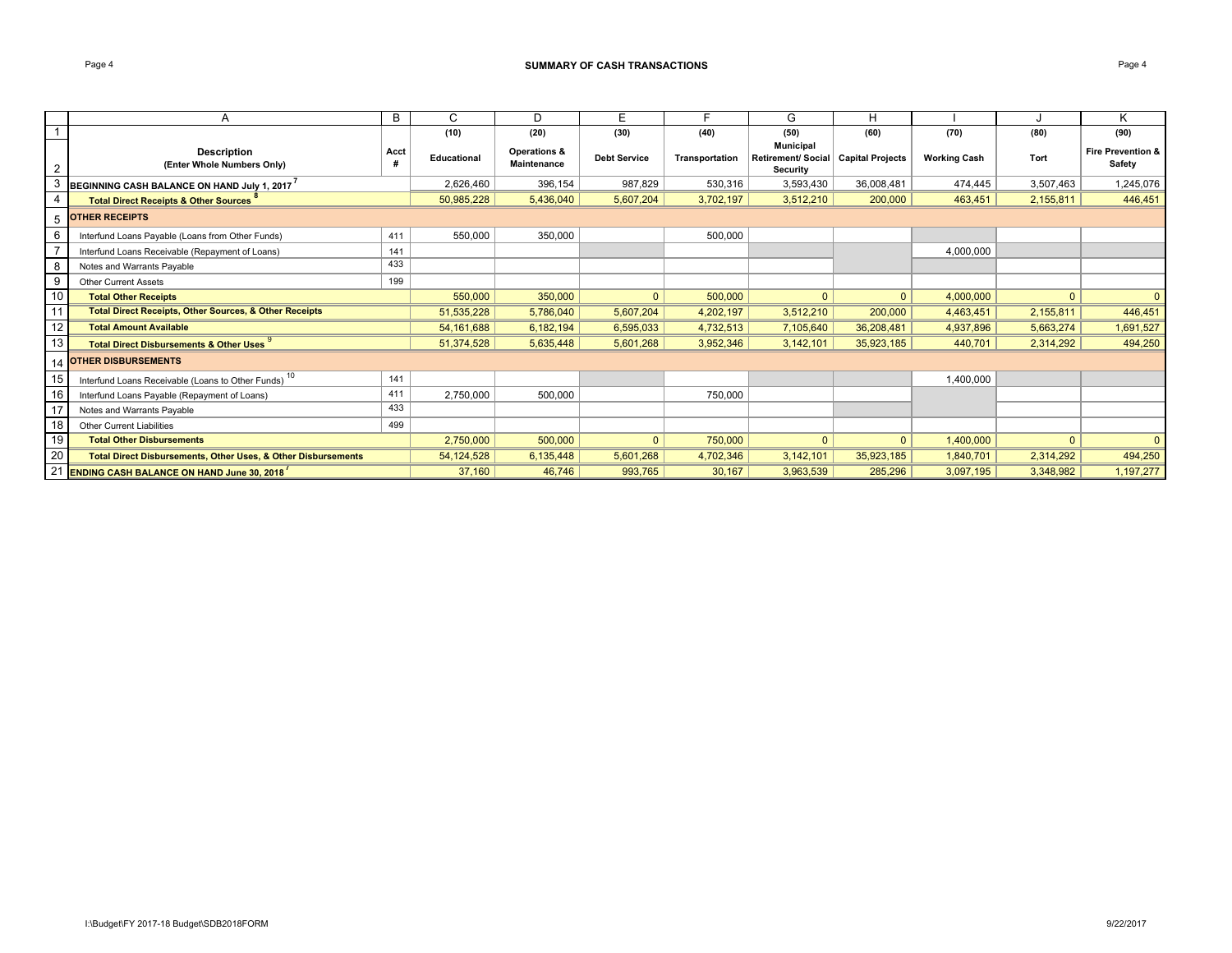# SUMMARY OF CASH TRANSACTIONS

| | A | B | C | D | E | F | G | H | I | J | K |
|---|---|---|---|---|---|---|---|---|---|---|---|
| 1 | | | (10) | (20) | (30) | (40) | (50) | (60) | (70) | (80) | (90) |
| 2 | **Description (Enter Whole Numbers Only)** | **Acct #** | **Educational** | **Operations & Maintenance** | **Debt Service** | **Transportation** | **Municipal Retirement/ Social Security** | **Capital Projects** | **Working Cash** | **Tort** | **Fire Prevention & Safety** |
| 3 | **BEGINNING CASH BALANCE ON HAND July 1, 2017** [7] | | 2,626,460 | 396,154 | 987,829 | 530,316 | 3,593,430 | 36,008,481 | 474,445 | 3,507,463 | 1,245,076 |
| 4 | **Total Direct Receipts & Other Sources** [8] | | 50,985,228 | 5,436,040 | 5,607,204 | 3,702,197 | 3,512,210 | 200,000 | 463,451 | 2,155,811 | 446,451 |
| 5 | **OTHER RECEIPTS** | | | | | | | | | | |
| 6 | Interfund Loans Payable (Loans from Other Funds) | 411 | 550,000 | 350,000 | | 500,000 | | | | | |
| 7 | Interfund Loans Receivable (Repayment of Loans) | 141 | | | | | | | 4,000,000 | | |
| 8 | Notes and Warrants Payable | 433 | | | | | | | | | |
| 9 | Other Current Assets | 199 | | | | | | | | | |
| 10 | **Total Other Receipts** | | 550,000 | 350,000 | 0 | 500,000 | 0 | 0 | 4,000,000 | 0 | 0 |
| 11 | **Total Direct Receipts, Other Sources, & Other Receipts** | | 51,535,228 | 5,786,040 | 5,607,204 | 4,202,197 | 3,512,210 | 200,000 | 4,463,451 | 2,155,811 | 446,451 |
| 12 | **Total Amount Available** | | 54,161,688 | 6,182,194 | 6,595,033 | 4,732,513 | 7,105,640 | 36,208,481 | 4,937,896 | 5,663,274 | 1,691,527 |
| 13 | **Total Direct Disbursements & Other Uses** [9] | | 51,374,528 | 5,635,448 | 5,601,268 | 3,952,346 | 3,142,101 | 35,923,185 | 440,701 | 2,314,292 | 494,250 |
| 14 | **OTHER DISBURSEMENTS** | | | | | | | | | | |
| 15 | Interfund Loans Receivable (Loans to Other Funds) [10] | 141 | | | | | | | 1,400,000 | | |
| 16 | Interfund Loans Payable (Repayment of Loans) | 411 | 2,750,000 | 500,000 | | 750,000 | | | | | |
| 17 | Notes and Warrants Payable | 433 | | | | | | | | | |
| 18 | Other Current Liabilities | 499 | | | | | | | | | |
| 19 | **Total Other Disbursements** | | 2,750,000 | 500,000 | 0 | 750,000 | 0 | 0 | 1,400,000 | 0 | 0 |
| 20 | **Total Direct Disbursements, Other Uses, & Other Disbursements** | | 54,124,528 | 6,135,448 | 5,601,268 | 4,702,346 | 3,142,101 | 35,923,185 | 1,840,701 | 2,314,292 | 494,250 |
| 21 | **ENDING CASH BALANCE ON HAND June 30, 2018** [7] | | 37,160 | 46,746 | 993,765 | 30,167 | 3,963,539 | 285,296 | 3,097,195 | 3,348,982 | 1,197,277 |

I:\Budget\FY 2017-18 Budget\SDB2018FORM 9/22/2017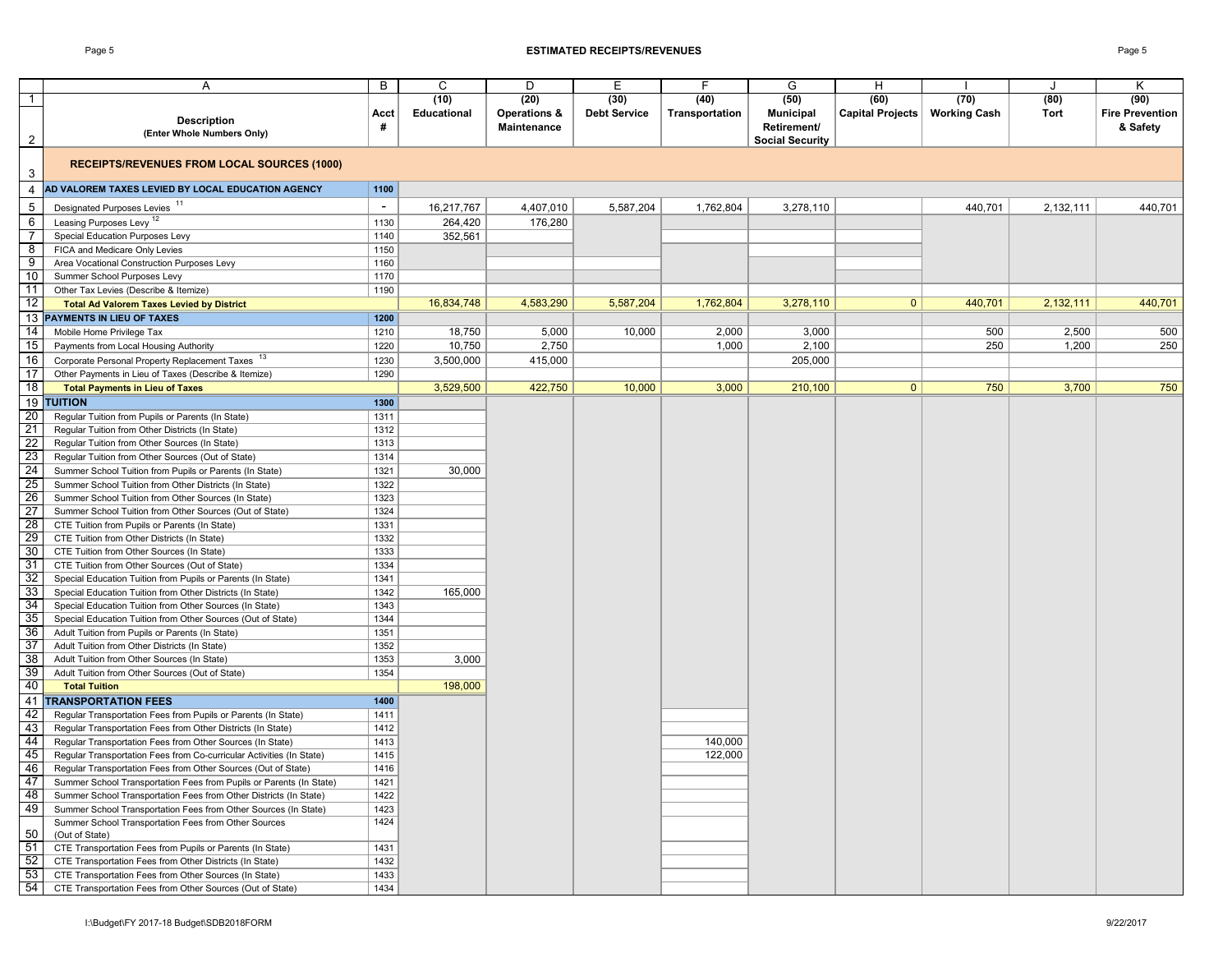## ESTIMATED RECEIPTS/REVENUES

| | A | B | C | D | E | F | G | H | I | J | K |
|---|---|---|---|---|---|---|---|---|---|---|---|
| 1 | | | (10) | (20) | (30) | (40) | (50) | (60) | (70) | (80) | (90) |
| 2 | **Description** (Enter Whole Numbers Only) | **Acct #** | **Educational** | **Operations & Maintenance** | **Debt Service** | **Transportation** | **Municipal Retirement/ Social Security** | **Capital Projects** | **Working Cash** | **Tort** | **Fire Prevention & Safety** |
| 3 | **RECEIPTS/REVENUES FROM LOCAL SOURCES (1000)** | | | | | | | | | | |
| 4 | **AD VALOREM TAXES LEVIED BY LOCAL EDUCATION AGENCY** | **1100** | | | | | | | | | |
| 5 | Designated Purposes Levies [11] | - | 16,217,767 | 4,407,010 | 5,587,204 | 1,762,804 | 3,278,110 | | 440,701 | 2,132,111 | 440,701 |
| 6 | Leasing Purposes Levy [12] | 1130 | 264,420 | 176,280 | | | | | | | |
| 7 | Special Education Purposes Levy | 1140 | 352,561 | | | | | | | | |
| 8 | FICA and Medicare Only Levies | 1150 | | | | | | | | | |
| 9 | Area Vocational Construction Purposes Levy | 1160 | | | | | | | | | |
| 10 | Summer School Purposes Levy | 1170 | | | | | | | | | |
| 11 | Other Tax Levies (Describe & Itemize) | 1190 | | | | | | | | | |
| 12 | **Total Ad Valorem Taxes Levied by District** | | 16,834,748 | 4,583,290 | 5,587,204 | 1,762,804 | 3,278,110 | 0 | 440,701 | 2,132,111 | 440,701 |
| 13 | **PAYMENTS IN LIEU OF TAXES** | **1200** | | | | | | | | | |
| 14 | Mobile Home Privilege Tax | 1210 | 18,750 | 5,000 | 10,000 | 2,000 | 3,000 | | 500 | 2,500 | 500 |
| 15 | Payments from Local Housing Authority | 1220 | 10,750 | 2,750 | | 1,000 | 2,100 | | 250 | 1,200 | 250 |
| 16 | Corporate Personal Property Replacement Taxes [13] | 1230 | 3,500,000 | 415,000 | | | 205,000 | | | | |
| 17 | Other Payments in Lieu of Taxes (Describe & Itemize) | 1290 | | | | | | | | | |
| 18 | **Total Payments in Lieu of Taxes** | | 3,529,500 | 422,750 | 10,000 | 3,000 | 210,100 | 0 | 750 | 3,700 | 750 |
| 19 | **TUITION** | **1300** | | | | | | | | | |
| 20 | Regular Tuition from Pupils or Parents (In State) | 1311 | | | | | | | | | |
| 21 | Regular Tuition from Other Districts (In State) | 1312 | | | | | | | | | |
| 22 | Regular Tuition from Other Sources (In State) | 1313 | | | | | | | | | |
| 23 | Regular Tuition from Other Sources (Out of State) | 1314 | | | | | | | | | |
| 24 | Summer School Tuition from Pupils or Parents (In State) | 1321 | 30,000 | | | | | | | | |
| 25 | Summer School Tuition from Other Districts (In State) | 1322 | | | | | | | | | |
| 26 | Summer School Tuition from Other Sources (In State) | 1323 | | | | | | | | | |
| 27 | Summer School Tuition from Other Sources (Out of State) | 1324 | | | | | | | | | |
| 28 | CTE Tuition from Pupils or Parents (In State) | 1331 | | | | | | | | | |
| 29 | CTE Tuition from Other Districts (In State) | 1332 | | | | | | | | | |
| 30 | CTE Tuition from Other Sources (In State) | 1333 | | | | | | | | | |
| 31 | CTE Tuition from Other Sources (Out of State) | 1334 | | | | | | | | | |
| 32 | Special Education Tuition from Pupils or Parents (In State) | 1341 | | | | | | | | | |
| 33 | Special Education Tuition from Other Districts (In State) | 1342 | 165,000 | | | | | | | | |
| 34 | Special Education Tuition from Other Sources (In State) | 1343 | | | | | | | | | |
| 35 | Special Education Tuition from Other Sources (Out of State) | 1344 | | | | | | | | | |
| 36 | Adult Tuition from Pupils or Parents (In State) | 1351 | | | | | | | | | |
| 37 | Adult Tuition from Other Districts (In State) | 1352 | | | | | | | | | |
| 38 | Adult Tuition from Other Sources (In State) | 1353 | 3,000 | | | | | | | | |
| 39 | Adult Tuition from Other Sources (Out of State) | 1354 | | | | | | | | | |
| 40 | **Total Tuition** | | 198,000 | | | | | | | | |
| 41 | **TRANSPORTATION FEES** | **1400** | | | | | | | | | |
| 42 | Regular Transportation Fees from Pupils or Parents (In State) | 1411 | | | | | | | | | |
| 43 | Regular Transportation Fees from Other Districts (In State) | 1412 | | | | | | | | | |
| 44 | Regular Transportation Fees from Other Sources (In State) | 1413 | | | | 140,000 | | | | | |
| 45 | Regular Transportation Fees from Co-curricular Activities (In State) | 1415 | | | | 122,000 | | | | | |
| 46 | Regular Transportation Fees from Other Sources (Out of State) | 1416 | | | | | | | | | |
| 47 | Summer School Transportation Fees from Pupils or Parents (In State) | 1421 | | | | | | | | | |
| 48 | Summer School Transportation Fees from Other Districts (In State) | 1422 | | | | | | | | | |
| 49 | Summer School Transportation Fees from Other Sources (In State) | 1423 | | | | | | | | | |
| 50 | Summer School Transportation Fees from Other Sources (Out of State) | 1424 | | | | | | | | | |
| 51 | CTE Transportation Fees from Pupils or Parents (In State) | 1431 | | | | | | | | | |
| 52 | CTE Transportation Fees from Other Districts (In State) | 1432 | | | | | | | | | |
| 53 | CTE Transportation Fees from Other Sources (In State) | 1433 | | | | | | | | | |
| 54 | CTE Transportation Fees from Other Sources (Out of State) | 1434 | | | | | | | | | |

I:\Budget\FY 2017-18 Budget\SDB2018FORM 9/22/2017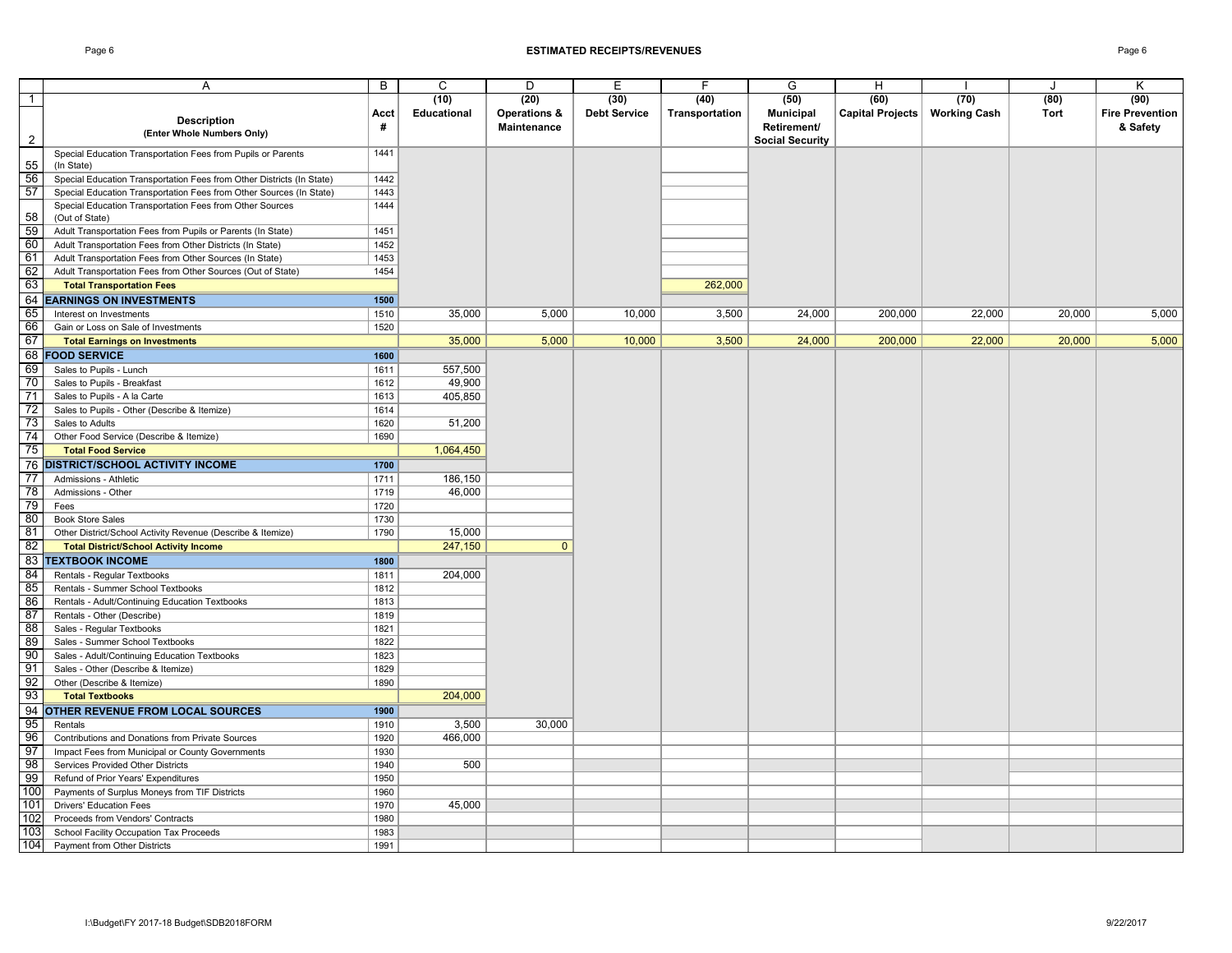## ESTIMATED RECEIPTS/REVENUES

| | A | B | C | D | E | F | G | H | I | J | K |
|---|---|---|---|---|---|---|---|---|---|---|---|
| 1 | | | (10) | (20) | (30) | (40) | (50) | (60) | (70) | (80) | (90) |
| 2 | **Description**<br>**(Enter Whole Numbers Only)** | **Acct #** | **Educational** | **Operations & Maintenance** | **Debt Service** | **Transportation** | **Municipal Retirement/ Social Security** | **Capital Projects** | **Working Cash** | **Tort** | **Fire Prevention & Safety** |
| 55 | Special Education Transportation Fees from Pupils or Parents (In State) | 1441 | | | | | | | | | |
| 56 | Special Education Transportation Fees from Other Districts (In State) | 1442 | | | | | | | | | |
| 57 | Special Education Transportation Fees from Other Sources (In State) | 1443 | | | | | | | | | |
| 58 | Special Education Transportation Fees from Other Sources (Out of State) | 1444 | | | | | | | | | |
| 59 | Adult Transportation Fees from Pupils or Parents (In State) | 1451 | | | | | | | | | |
| 60 | Adult Transportation Fees from Other Districts (In State) | 1452 | | | | | | | | | |
| 61 | Adult Transportation Fees from Other Sources (In State) | 1453 | | | | | | | | | |
| 62 | Adult Transportation Fees from Other Sources (Out of State) | 1454 | | | | | | | | | |
| 63 | **Total Transportation Fees** | | | | | 262,000 | | | | | |
| 64 | **EARNINGS ON INVESTMENTS** | **1500** | | | | | | | | | |
| 65 | Interest on Investments | 1510 | 35,000 | 5,000 | 10,000 | 3,500 | 24,000 | 200,000 | 22,000 | 20,000 | 5,000 |
| 66 | Gain or Loss on Sale of Investments | 1520 | | | | | | | | | |
| 67 | **Total Earnings on Investments** | | 35,000 | 5,000 | 10,000 | 3,500 | 24,000 | 200,000 | 22,000 | 20,000 | 5,000 |
| 68 | **FOOD SERVICE** | **1600** | | | | | | | | | |
| 69 | Sales to Pupils - Lunch | 1611 | 557,500 | | | | | | | | |
| 70 | Sales to Pupils - Breakfast | 1612 | 49,900 | | | | | | | | |
| 71 | Sales to Pupils - A la Carte | 1613 | 405,850 | | | | | | | | |
| 72 | Sales to Pupils - Other (Describe & Itemize) | 1614 | | | | | | | | | |
| 73 | Sales to Adults | 1620 | 51,200 | | | | | | | | |
| 74 | Other Food Service (Describe & Itemize) | 1690 | | | | | | | | | |
| 75 | **Total Food Service** | | 1,064,450 | | | | | | | | |
| 76 | **DISTRICT/SCHOOL ACTIVITY INCOME** | **1700** | | | | | | | | | |
| 77 | Admissions - Athletic | 1711 | 186,150 | | | | | | | | |
| 78 | Admissions - Other | 1719 | 46,000 | | | | | | | | |
| 79 | Fees | 1720 | | | | | | | | | |
| 80 | Book Store Sales | 1730 | | | | | | | | | |
| 81 | Other District/School Activity Revenue (Describe & Itemize) | 1790 | 15,000 | | | | | | | | |
| 82 | **Total District/School Activity Income** | | 247,150 | 0 | | | | | | | |
| 83 | **TEXTBOOK INCOME** | **1800** | | | | | | | | | |
| 84 | Rentals - Regular Textbooks | 1811 | 204,000 | | | | | | | | |
| 85 | Rentals - Summer School Textbooks | 1812 | | | | | | | | | |
| 86 | Rentals - Adult/Continuing Education Textbooks | 1813 | | | | | | | | | |
| 87 | Rentals - Other (Describe) | 1819 | | | | | | | | | |
| 88 | Sales - Regular Textbooks | 1821 | | | | | | | | | |
| 89 | Sales - Summer School Textbooks | 1822 | | | | | | | | | |
| 90 | Sales - Adult/Continuing Education Textbooks | 1823 | | | | | | | | | |
| 91 | Sales - Other (Describe & Itemize) | 1829 | | | | | | | | | |
| 92 | Other (Describe & Itemize) | 1890 | | | | | | | | | |
| 93 | **Total Textbooks** | | 204,000 | | | | | | | | |
| 94 | **OTHER REVENUE FROM LOCAL SOURCES** | **1900** | | | | | | | | | |
| 95 | Rentals | 1910 | 3,500 | 30,000 | | | | | | | |
| 96 | Contributions and Donations from Private Sources | 1920 | 466,000 | | | | | | | | |
| 97 | Impact Fees from Municipal or County Governments | 1930 | | | | | | | | | |
| 98 | Services Provided Other Districts | 1940 | 500 | | | | | | | | |
| 99 | Refund of Prior Years' Expenditures | 1950 | | | | | | | | | |
| 100 | Payments of Surplus Moneys from TIF Districts | 1960 | | | | | | | | | |
| 101 | Drivers' Education Fees | 1970 | 45,000 | | | | | | | | |
| 102 | Proceeds from Vendors' Contracts | 1980 | | | | | | | | | |
| 103 | School Facility Occupation Tax Proceeds | 1983 | | | | | | | | | |
| 104 | Payment from Other Districts | 1991 | | | | | | | | | |

I:\Budget\FY 2017-18 Budget\SDB2018FORM 9/22/2017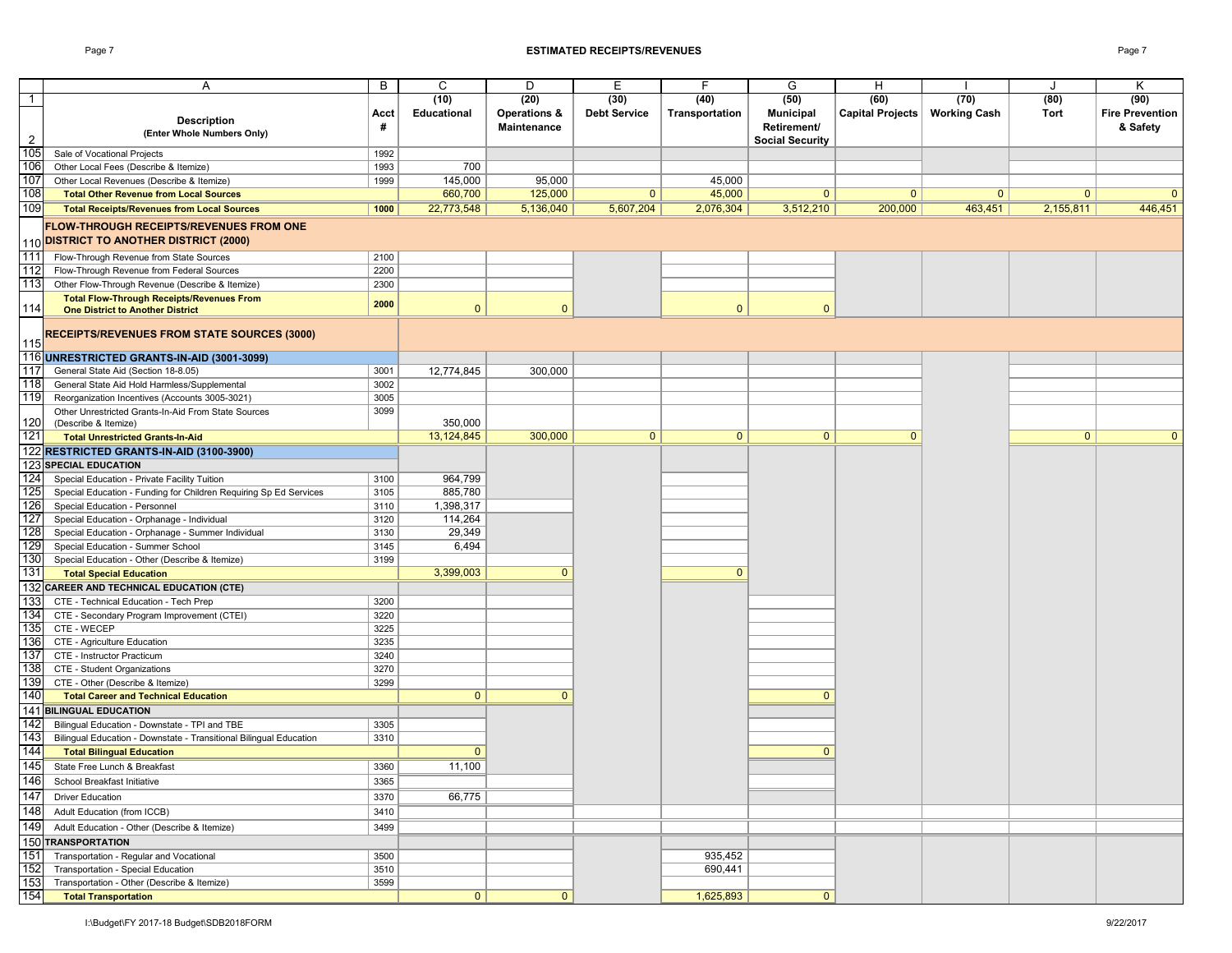## ESTIMATED RECEIPTS/REVENUES

| | A | B | C | D | E | F | G | H | I | J | K |
|---|---|---|---|---|---|---|---|---|---|---|---|
| 1 | **Description** (Enter Whole Numbers Only) | **Acct #** | **(10) Educational** | **(20) Operations & Maintenance** | **(30) Debt Service** | **(40) Transportation** | **(50) Municipal Retirement/ Social Security** | **(60) Capital Projects** | **(70) Working Cash** | **(80) Tort** | **(90) Fire Prevention & Safety** |
| 105 | Sale of Vocational Projects | 1992 | | | | | | | | | |
| 106 | Other Local Fees (Describe & Itemize) | 1993 | 700 | | | | | | | | |
| 107 | Other Local Revenues (Describe & Itemize) | 1999 | 145,000 | 95,000 | | 45,000 | | | | | |
| 108 | **Total Other Revenue from Local Sources** | | 660,700 | 125,000 | 0 | 45,000 | 0 | 0 | 0 | 0 | 0 |
| 109 | **Total Receipts/Revenues from Local Sources** | **1000** | 22,773,548 | 5,136,040 | 5,607,204 | 2,076,304 | 3,512,210 | 200,000 | 463,451 | 2,155,811 | 446,451 |
| 110 | **FLOW-THROUGH RECEIPTS/REVENUES FROM ONE DISTRICT TO ANOTHER DISTRICT (2000)** | | | | | | | | | | |
| 111 | Flow-Through Revenue from State Sources | 2100 | | | | | | | | | |
| 112 | Flow-Through Revenue from Federal Sources | 2200 | | | | | | | | | |
| 113 | Other Flow-Through Revenue (Describe & Itemize) | 2300 | | | | | | | | | |
| 114 | **Total Flow-Through Receipts/Revenues From One District to Another District** | **2000** | 0 | 0 | | 0 | 0 | | | | |
| 115 | **RECEIPTS/REVENUES FROM STATE SOURCES (3000)** | | | | | | | | | | |
| 116 | **UNRESTRICTED GRANTS-IN-AID (3001-3099)** | | | | | | | | | | |
| 117 | General State Aid (Section 18-8.05) | 3001 | 12,774,845 | 300,000 | | | | | | | |
| 118 | General State Aid Hold Harmless/Supplemental | 3002 | | | | | | | | | |
| 119 | Reorganization Incentives (Accounts 3005-3021) | 3005 | | | | | | | | | |
| 120 | Other Unrestricted Grants-In-Aid From State Sources (Describe & Itemize) | 3099 | 350,000 | | | | | | | | |
| 121 | **Total Unrestricted Grants-In-Aid** | | 13,124,845 | 300,000 | 0 | 0 | 0 | 0 | | 0 | 0 |
| 122 | **RESTRICTED GRANTS-IN-AID (3100-3900)** | | | | | | | | | | |
| 123 | **SPECIAL EDUCATION** | | | | | | | | | | |
| 124 | Special Education - Private Facility Tuition | 3100 | 964,799 | | | | | | | | |
| 125 | Special Education - Funding for Children Requiring Sp Ed Services | 3105 | 885,780 | | | | | | | | |
| 126 | Special Education - Personnel | 3110 | 1,398,317 | | | | | | | | |
| 127 | Special Education - Orphanage - Individual | 3120 | 114,264 | | | | | | | | |
| 128 | Special Education - Orphanage - Summer Individual | 3130 | 29,349 | | | | | | | | |
| 129 | Special Education - Summer School | 3145 | 6,494 | | | | | | | | |
| 130 | Special Education - Other (Describe & Itemize) | 3199 | | | | | | | | | |
| 131 | **Total Special Education** | | 3,399,003 | 0 | | 0 | | | | | |
| 132 | **CAREER AND TECHNICAL EDUCATION (CTE)** | | | | | | | | | | |
| 133 | CTE - Technical Education - Tech Prep | 3200 | | | | | | | | | |
| 134 | CTE - Secondary Program Improvement (CTEI) | 3220 | | | | | | | | | |
| 135 | CTE - WECEP | 3225 | | | | | | | | | |
| 136 | CTE - Agriculture Education | 3235 | | | | | | | | | |
| 137 | CTE - Instructor Practicum | 3240 | | | | | | | | | |
| 138 | CTE - Student Organizations | 3270 | | | | | | | | | |
| 139 | CTE - Other (Describe & Itemize) | 3299 | | | | | | | | | |
| 140 | **Total Career and Technical Education** | | 0 | 0 | | | 0 | | | | |
| 141 | **BILINGUAL EDUCATION** | | | | | | | | | | |
| 142 | Bilingual Education - Downstate - TPI and TBE | 3305 | | | | | | | | | |
| 143 | Bilingual Education - Downstate - Transitional Bilingual Education | 3310 | | | | | | | | | |
| 144 | **Total Bilingual Education** | | 0 | | | | 0 | | | | |
| 145 | State Free Lunch & Breakfast | 3360 | 11,100 | | | | | | | | |
| 146 | School Breakfast Initiative | 3365 | | | | | | | | | |
| 147 | Driver Education | 3370 | 66,775 | | | | | | | | |
| 148 | Adult Education (from ICCB) | 3410 | | | | | | | | | |
| 149 | Adult Education - Other (Describe & Itemize) | 3499 | | | | | | | | | |
| 150 | **TRANSPORTATION** | | | | | | | | | | |
| 151 | Transportation - Regular and Vocational | 3500 | | | | 935,452 | | | | | |
| 152 | Transportation - Special Education | 3510 | | | | 690,441 | | | | | |
| 153 | Transportation - Other (Describe & Itemize) | 3599 | | | | | | | | | |
| 154 | **Total Transportation** | | 0 | 0 | | 1,625,893 | 0 | | | | |

I:\Budget\FY 2017-18 Budget\SDB2018FORM 9/22/2017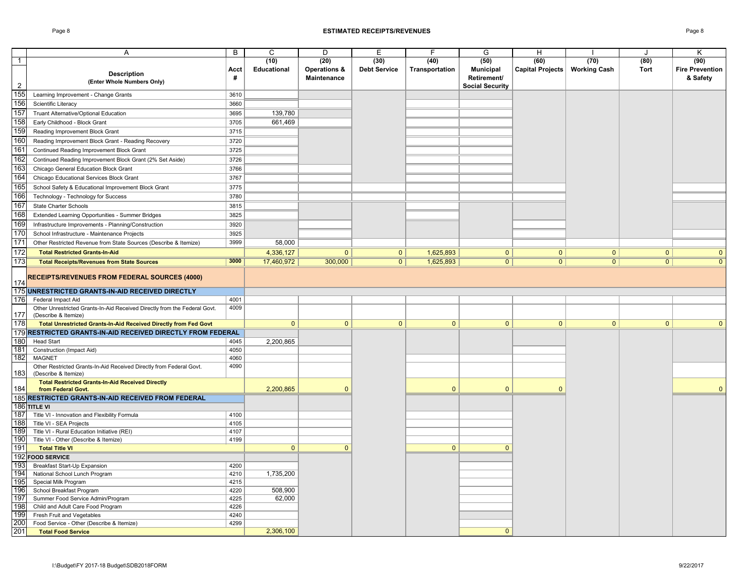## ESTIMATED RECEIPTS/REVENUES

| | A | B | C | D | E | F | G | H | I | J | K |
|---|---|---|---|---|---|---|---|---|---|---|---|
| 1 | | | (10) | (20) | (30) | (40) | (50) | (60) | (70) | (80) | (90) |
| 2 | **Description** (Enter Whole Numbers Only) | Acct # | Educational | Operations & Maintenance | Debt Service | Transportation | Municipal Retirement/ Social Security | Capital Projects | Working Cash | Tort | Fire Prevention & Safety |
| 155 | Learning Improvement - Change Grants | 3610 | | | | | | | | | |
| 156 | Scientific Literacy | 3660 | | | | | | | | | |
| 157 | Truant Alternative/Optional Education | 3695 | 139,780 | | | | | | | | |
| 158 | Early Childhood - Block Grant | 3705 | 661,469 | | | | | | | | |
| 159 | Reading Improvement Block Grant | 3715 | | | | | | | | | |
| 160 | Reading Improvement Block Grant - Reading Recovery | 3720 | | | | | | | | | |
| 161 | Continued Reading Improvement Block Grant | 3725 | | | | | | | | | |
| 162 | Continued Reading Improvement Block Grant (2% Set Aside) | 3726 | | | | | | | | | |
| 163 | Chicago General Education Block Grant | 3766 | | | | | | | | | |
| 164 | Chicago Educational Services Block Grant | 3767 | | | | | | | | | |
| 165 | School Safety & Educational Improvement Block Grant | 3775 | | | | | | | | | |
| 166 | Technology - Technology for Success | 3780 | | | | | | | | | |
| 167 | State Charter Schools | 3815 | | | | | | | | | |
| 168 | Extended Learning Opportunities - Summer Bridges | 3825 | | | | | | | | | |
| 169 | Infrastructure Improvements - Planning/Construction | 3920 | | | | | | | | | |
| 170 | School Infrastructure - Maintenance Projects | 3925 | | | | | | | | | |
| 171 | Other Restricted Revenue from State Sources (Describe & Itemize) | 3999 | 58,000 | | | | | | | | |
| 172 | **Total Restricted Grants-In-Aid** | | 4,336,127 | 0 | 0 | 1,625,893 | 0 | 0 | 0 | 0 | 0 |
| 173 | **Total Receipts/Revenues from State Sources** | 3000 | 17,460,972 | 300,000 | 0 | 1,625,893 | 0 | 0 | 0 | 0 | 0 |
| 174 | **RECEIPTS/REVENUES FROM FEDERAL SOURCES (4000)** | | | | | | | | | | |
| 175 | **UNRESTRICTED GRANTS-IN-AID RECEIVED DIRECTLY** | | | | | | | | | | |
| 176 | Federal Impact Aid | 4001 | | | | | | | | | |
| 177 | Other Unrestricted Grants-In-Aid Received Directly from the Federal Govt. (Describe & Itemize) | 4009 | | | | | | | | | |
| 178 | **Total Unrestricted Grants-In-Aid Received Directly from Fed Govt** | | 0 | 0 | 0 | 0 | 0 | 0 | 0 | 0 | 0 |
| 179 | **RESTRICTED GRANTS-IN-AID RECEIVED DIRECTLY FROM FEDERAL** | | | | | | | | | | |
| 180 | Head Start | 4045 | 2,200,865 | | | | | | | | |
| 181 | Construction (Impact Aid) | 4050 | | | | | | | | | |
| 182 | MAGNET | 4060 | | | | | | | | | |
| 183 | Other Restricted Grants-In-Aid Received Directly from Federal Govt. (Describe & Itemize) | 4090 | | | | | | | | | |
| 184 | **Total Restricted Grants-In-Aid Received Directly from Federal Govt.** | | 2,200,865 | 0 | | 0 | 0 | 0 | | | 0 |
| 185 | **RESTRICTED GRANTS-IN-AID RECEIVED FROM FEDERAL** | | | | | | | | | | |
| 186 | **TITLE VI** | | | | | | | | | | |
| 187 | Title VI - Innovation and Flexibility Formula | 4100 | | | | | | | | | |
| 188 | Title VI - SEA Projects | 4105 | | | | | | | | | |
| 189 | Title VI - Rural Education Initiative (REI) | 4107 | | | | | | | | | |
| 190 | Title VI - Other (Describe & Itemize) | 4199 | | | | | | | | | |
| 191 | **Total Title VI** | | 0 | 0 | | 0 | 0 | | | | |
| 192 | **FOOD SERVICE** | | | | | | | | | | |
| 193 | Breakfast Start-Up Expansion | 4200 | | | | | | | | | |
| 194 | National School Lunch Program | 4210 | 1,735,200 | | | | | | | | |
| 195 | Special Milk Program | 4215 | | | | | | | | | |
| 196 | School Breakfast Program | 4220 | 508,900 | | | | | | | | |
| 197 | Summer Food Service Admin/Program | 4225 | 62,000 | | | | | | | | |
| 198 | Child and Adult Care Food Program | 4226 | | | | | | | | | |
| 199 | Fresh Fruit and Vegetables | 4240 | | | | | | | | | |
| 200 | Food Service - Other (Describe & Itemize) | 4299 | | | | | | | | | |
| 201 | **Total Food Service** | | 2,306,100 | | | | 0 | | | | |

I:\Budget\FY 2017-18 Budget\SDB2018FORM 9/22/2017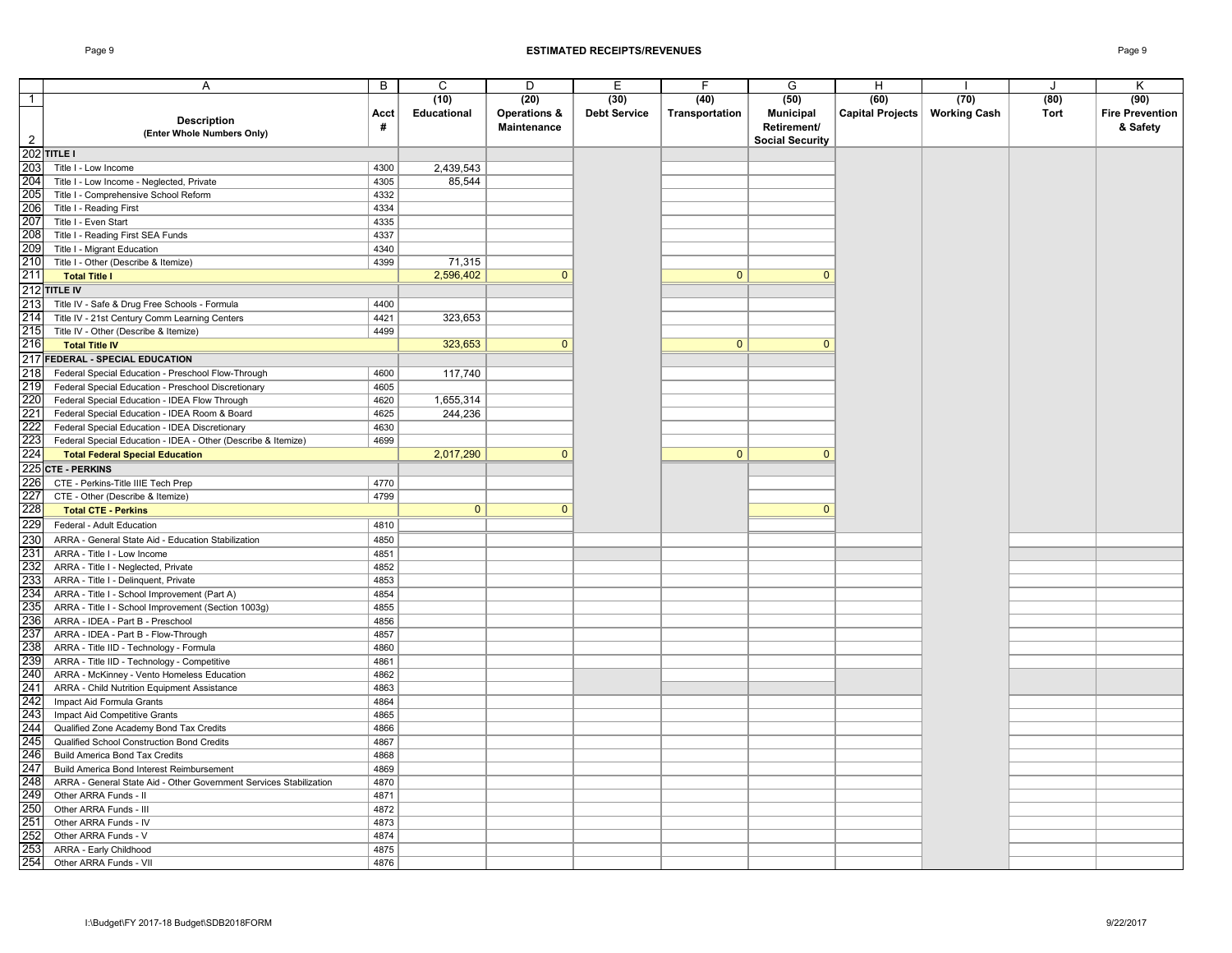## ESTIMATED RECEIPTS/REVENUES

| | A | B | C | D | E | F | G | H | I | J | K |
|---|---|---|---|---|---|---|---|---|---|---|---|
| 1 | | | (10) | (20) | (30) | (40) | (50) | (60) | (70) | (80) | (90) |
| 2 | **Description** (Enter Whole Numbers Only) | Acct # | Educational | Operations & Maintenance | Debt Service | Transportation | Municipal Retirement/ Social Security | Capital Projects | Working Cash | Tort | Fire Prevention & Safety |
| 202 | **TITLE I** | | | | | | | | | | |
| 203 | Title I - Low Income | 4300 | 2,439,543 | | | | | | | | |
| 204 | Title I - Low Income - Neglected, Private | 4305 | 85,544 | | | | | | | | |
| 205 | Title I - Comprehensive School Reform | 4332 | | | | | | | | | |
| 206 | Title I - Reading First | 4334 | | | | | | | | | |
| 207 | Title I - Even Start | 4335 | | | | | | | | | |
| 208 | Title I - Reading First SEA Funds | 4337 | | | | | | | | | |
| 209 | Title I - Migrant Education | 4340 | | | | | | | | | |
| 210 | Title I - Other (Describe & Itemize) | 4399 | 71,315 | | | | | | | | |
| 211 | **Total Title I** | | 2,596,402 | 0 | | 0 | 0 | | | | |
| 212 | **TITLE IV** | | | | | | | | | | |
| 213 | Title IV - Safe & Drug Free Schools - Formula | 4400 | | | | | | | | | |
| 214 | Title IV - 21st Century Comm Learning Centers | 4421 | 323,653 | | | | | | | | |
| 215 | Title IV - Other (Describe & Itemize) | 4499 | | | | | | | | | |
| 216 | **Total Title IV** | | 323,653 | 0 | | 0 | 0 | | | | |
| 217 | **FEDERAL - SPECIAL EDUCATION** | | | | | | | | | | |
| 218 | Federal Special Education - Preschool Flow-Through | 4600 | 117,740 | | | | | | | | |
| 219 | Federal Special Education - Preschool Discretionary | 4605 | | | | | | | | | |
| 220 | Federal Special Education - IDEA Flow Through | 4620 | 1,655,314 | | | | | | | | |
| 221 | Federal Special Education - IDEA Room & Board | 4625 | 244,236 | | | | | | | | |
| 222 | Federal Special Education - IDEA Discretionary | 4630 | | | | | | | | | |
| 223 | Federal Special Education - IDEA - Other (Describe & Itemize) | 4699 | | | | | | | | | |
| 224 | **Total Federal Special Education** | | 2,017,290 | 0 | | 0 | 0 | | | | |
| 225 | **CTE - PERKINS** | | | | | | | | | | |
| 226 | CTE - Perkins-Title IIIE Tech Prep | 4770 | | | | | | | | | |
| 227 | CTE - Other (Describe & Itemize) | 4799 | | | | | | | | | |
| 228 | **Total CTE - Perkins** | | 0 | 0 | | | 0 | | | | |
| 229 | Federal - Adult Education | 4810 | | | | | | | | | |
| 230 | ARRA - General State Aid - Education Stabilization | 4850 | | | | | | | | | |
| 231 | ARRA - Title I - Low Income | 4851 | | | | | | | | | |
| 232 | ARRA - Title I - Neglected, Private | 4852 | | | | | | | | | |
| 233 | ARRA - Title I - Delinquent, Private | 4853 | | | | | | | | | |
| 234 | ARRA - Title I - School Improvement (Part A) | 4854 | | | | | | | | | |
| 235 | ARRA - Title I - School Improvement (Section 1003g) | 4855 | | | | | | | | | |
| 236 | ARRA - IDEA - Part B - Preschool | 4856 | | | | | | | | | |
| 237 | ARRA - IDEA - Part B - Flow-Through | 4857 | | | | | | | | | |
| 238 | ARRA - Title IID - Technology - Formula | 4860 | | | | | | | | | |
| 239 | ARRA - Title IID - Technology - Competitive | 4861 | | | | | | | | | |
| 240 | ARRA - McKinney - Vento Homeless Education | 4862 | | | | | | | | | |
| 241 | ARRA - Child Nutrition Equipment Assistance | 4863 | | | | | | | | | |
| 242 | Impact Aid Formula Grants | 4864 | | | | | | | | | |
| 243 | Impact Aid Competitive Grants | 4865 | | | | | | | | | |
| 244 | Qualified Zone Academy Bond Tax Credits | 4866 | | | | | | | | | |
| 245 | Qualified School Construction Bond Credits | 4867 | | | | | | | | | |
| 246 | Build America Bond Tax Credits | 4868 | | | | | | | | | |
| 247 | Build America Bond Interest Reimbursement | 4869 | | | | | | | | | |
| 248 | ARRA - General State Aid - Other Government Services Stabilization | 4870 | | | | | | | | | |
| 249 | Other ARRA Funds - II | 4871 | | | | | | | | | |
| 250 | Other ARRA Funds - III | 4872 | | | | | | | | | |
| 251 | Other ARRA Funds - IV | 4873 | | | | | | | | | |
| 252 | Other ARRA Funds - V | 4874 | | | | | | | | | |
| 253 | ARRA - Early Childhood | 4875 | | | | | | | | | |
| 254 | Other ARRA Funds - VII | 4876 | | | | | | | | | |

I:\Budget\FY 2017-18 Budget\SDB2018FORM 9/22/2017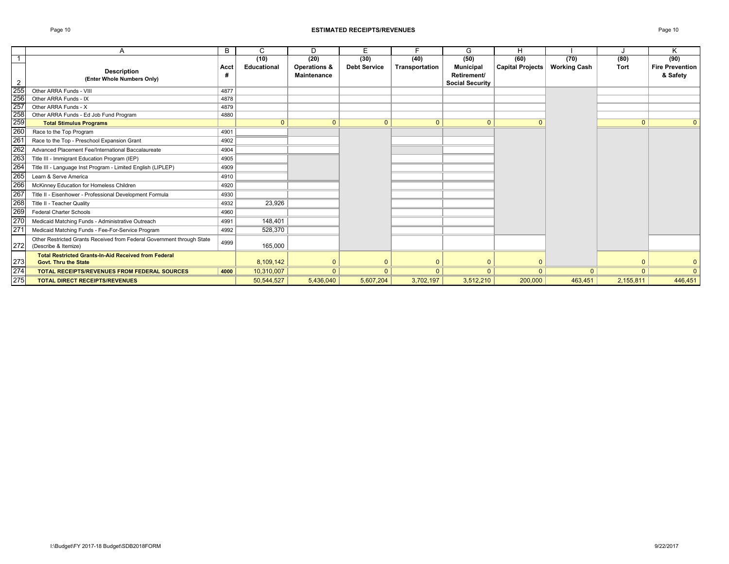# ESTIMATED RECEIPTS/REVENUES

| | A | B | C | D | E | F | G | H | I | J | K |
|---|---|---|---|---|---|---|---|---|---|---|---|
| 1 | | | (10) | (20) | (30) | (40) | (50) | (60) | (70) | (80) | (90) |
| 2 | **Description (Enter Whole Numbers Only)** | **Acct #** | **Educational** | **Operations & Maintenance** | **Debt Service** | **Transportation** | **Municipal Retirement/ Social Security** | **Capital Projects** | **Working Cash** | **Tort** | **Fire Prevention & Safety** |
| 255 | Other ARRA Funds - VIII | 4877 | | | | | | | | | |
| 256 | Other ARRA Funds - IX | 4878 | | | | | | | | | |
| 257 | Other ARRA Funds - X | 4879 | | | | | | | | | |
| 258 | Other ARRA Funds - Ed Job Fund Program | 4880 | | | | | | | | | |
| 259 | **Total Stimulus Programs** | | 0 | 0 | 0 | 0 | 0 | 0 | | 0 | 0 |
| 260 | Race to the Top Program | 4901 | | | | | | | | | |
| 261 | Race to the Top - Preschool Expansion Grant | 4902 | | | | | | | | | |
| 262 | Advanced Placement Fee/International Baccalaureate | 4904 | | | | | | | | | |
| 263 | Title III - Immigrant Education Program (IEP) | 4905 | | | | | | | | | |
| 264 | Title III - Language Inst Program - Limited English (LIPLEP) | 4909 | | | | | | | | | |
| 265 | Learn & Serve America | 4910 | | | | | | | | | |
| 266 | McKinney Education for Homeless Children | 4920 | | | | | | | | | |
| 267 | Title II - Eisenhower - Professional Development Formula | 4930 | | | | | | | | | |
| 268 | Title II - Teacher Quality | 4932 | 23,926 | | | | | | | | |
| 269 | Federal Charter Schools | 4960 | | | | | | | | | |
| 270 | Medicaid Matching Funds - Administrative Outreach | 4991 | 148,401 | | | | | | | | |
| 271 | Medicaid Matching Funds - Fee-For-Service Program | 4992 | 528,370 | | | | | | | | |
| 272 | Other Restricted Grants Received from Federal Government through State (Describe & Itemize) | 4999 | 165,000 | | | | | | | | |
| 273 | **Total Restricted Grants-In-Aid Received from Federal Govt. Thru the State** | | 8,109,142 | 0 | 0 | 0 | 0 | 0 | | 0 | 0 |
| 274 | **TOTAL RECEIPTS/REVENUES FROM FEDERAL SOURCES** | **4000** | 10,310,007 | 0 | 0 | 0 | 0 | 0 | 0 | 0 | 0 |
| 275 | **TOTAL DIRECT RECEIPTS/REVENUES** | | 50,544,527 | 5,436,040 | 5,607,204 | 3,702,197 | 3,512,210 | 200,000 | 463,451 | 2,155,811 | 446,451 |

I:\Budget\FY 2017-18 Budget\SDB2018FORM

9/22/2017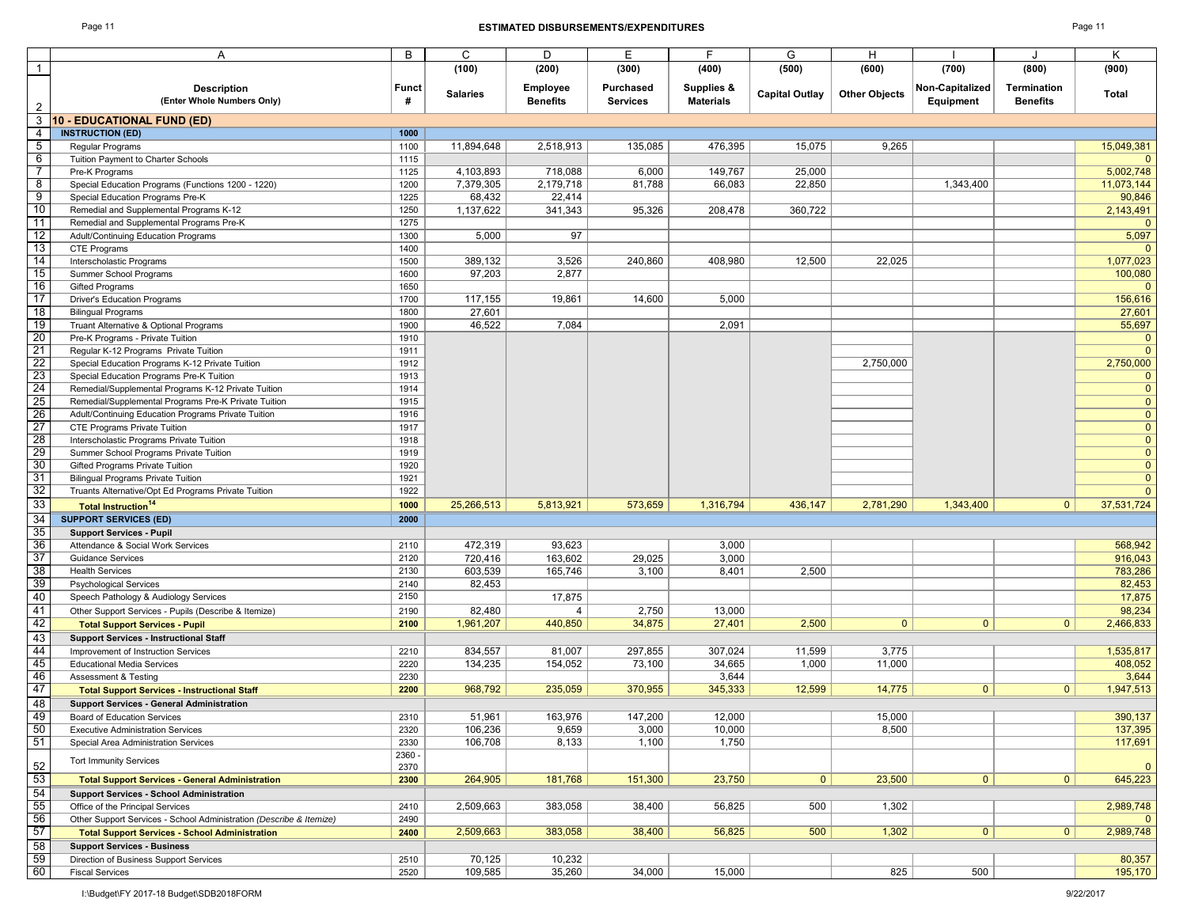## ESTIMATED DISBURSEMENTS/EXPENDITURES

| | A | B | C | D | E | F | G | H | I | J | K |
|---|---|---|---|---|---|---|---|---|---|---|---|
| 1 | | | (100) | (200) | (300) | (400) | (500) | (600) | (700) | (800) | (900) |
| 2 | **Description (Enter Whole Numbers Only)** | **Funct #** | **Salaries** | **Employee Benefits** | **Purchased Services** | **Supplies & Materials** | **Capital Outlay** | **Other Objects** | **Non-Capitalized Equipment** | **Termination Benefits** | **Total** |
| 3 | **10 - EDUCATIONAL FUND (ED)** | | | | | | | | | | |
| 4 | **INSTRUCTION (ED)** | **1000** | | | | | | | | | |
| 5 | Regular Programs | 1100 | 11,894,648 | 2,518,913 | 135,085 | 476,395 | 15,075 | 9,265 | | | 15,049,381 |
| 6 | Tuition Payment to Charter Schools | 1115 | | | | | | | | | 0 |
| 7 | Pre-K Programs | 1125 | 4,103,893 | 718,088 | 6,000 | 149,767 | 25,000 | | | | 5,002,748 |
| 8 | Special Education Programs (Functions 1200 - 1220) | 1200 | 7,379,305 | 2,179,718 | 81,788 | 66,083 | 22,850 | | 1,343,400 | | 11,073,144 |
| 9 | Special Education Programs Pre-K | 1225 | 68,432 | 22,414 | | | | | | | 90,846 |
| 10 | Remedial and Supplemental Programs K-12 | 1250 | 1,137,622 | 341,343 | 95,326 | 208,478 | 360,722 | | | | 2,143,491 |
| 11 | Remedial and Supplemental Programs Pre-K | 1275 | | | | | | | | | 0 |
| 12 | Adult/Continuing Education Programs | 1300 | 5,000 | 97 | | | | | | | 5,097 |
| 13 | CTE Programs | 1400 | | | | | | | | | 0 |
| 14 | Interscholastic Programs | 1500 | 389,132 | 3,526 | 240,860 | 408,980 | 12,500 | 22,025 | | | 1,077,023 |
| 15 | Summer School Programs | 1600 | 97,203 | 2,877 | | | | | | | 100,080 |
| 16 | Gifted Programs | 1650 | | | | | | | | | 0 |
| 17 | Driver's Education Programs | 1700 | 117,155 | 19,861 | 14,600 | 5,000 | | | | | 156,616 |
| 18 | Bilingual Programs | 1800 | 27,601 | | | | | | | | 27,601 |
| 19 | Truant Alternative & Optional Programs | 1900 | 46,522 | 7,084 | | 2,091 | | | | | 55,697 |
| 20 | Pre-K Programs - Private Tuition | 1910 | | | | | | | | | 0 |
| 21 | Regular K-12 Programs Private Tuition | 1911 | | | | | | | | | 0 |
| 22 | Special Education Programs K-12 Private Tuition | 1912 | | | | | | 2,750,000 | | | 2,750,000 |
| 23 | Special Education Programs Pre-K Tuition | 1913 | | | | | | | | | 0 |
| 24 | Remedial/Supplemental Programs K-12 Private Tuition | 1914 | | | | | | | | | 0 |
| 25 | Remedial/Supplemental Programs Pre-K Private Tuition | 1915 | | | | | | | | | 0 |
| 26 | Adult/Continuing Education Programs Private Tuition | 1916 | | | | | | | | | 0 |
| 27 | CTE Programs Private Tuition | 1917 | | | | | | | | | 0 |
| 28 | Interscholastic Programs Private Tuition | 1918 | | | | | | | | | 0 |
| 29 | Summer School Programs Private Tuition | 1919 | | | | | | | | | 0 |
| 30 | Gifted Programs Private Tuition | 1920 | | | | | | | | | 0 |
| 31 | Bilingual Programs Private Tuition | 1921 | | | | | | | | | 0 |
| 32 | Truants Alternative/Opt Ed Programs Private Tuition | 1922 | | | | | | | | | 0 |
| 33 | **Total Instruction[14]** | **1000** | 25,266,513 | 5,813,921 | 573,659 | 1,316,794 | 436,147 | 2,781,290 | 1,343,400 | 0 | 37,531,724 |
| 34 | **SUPPORT SERVICES (ED)** | **2000** | | | | | | | | | |
| 35 | **Support Services - Pupil** | | | | | | | | | | |
| 36 | Attendance & Social Work Services | 2110 | 472,319 | 93,623 | | 3,000 | | | | | 568,942 |
| 37 | Guidance Services | 2120 | 720,416 | 163,602 | 29,025 | 3,000 | | | | | 916,043 |
| 38 | Health Services | 2130 | 603,539 | 165,746 | 3,100 | 8,401 | 2,500 | | | | 783,286 |
| 39 | Psychological Services | 2140 | 82,453 | | | | | | | | 82,453 |
| 40 | Speech Pathology & Audiology Services | 2150 | | 17,875 | | | | | | | 17,875 |
| 41 | Other Support Services - Pupils (Describe & Itemize) | 2190 | 82,480 | 4 | 2,750 | 13,000 | | | | | 98,234 |
| 42 | **Total Support Services - Pupil** | **2100** | 1,961,207 | 440,850 | 34,875 | 27,401 | 2,500 | 0 | 0 | 0 | 2,466,833 |
| 43 | **Support Services - Instructional Staff** | | | | | | | | | | |
| 44 | Improvement of Instruction Services | 2210 | 834,557 | 81,007 | 297,855 | 307,024 | 11,599 | 3,775 | | | 1,535,817 |
| 45 | Educational Media Services | 2220 | 134,235 | 154,052 | 73,100 | 34,665 | 1,000 | 11,000 | | | 408,052 |
| 46 | Assessment & Testing | 2230 | | | | 3,644 | | | | | 3,644 |
| 47 | **Total Support Services - Instructional Staff** | **2200** | 968,792 | 235,059 | 370,955 | 345,333 | 12,599 | 14,775 | 0 | 0 | 1,947,513 |
| 48 | **Support Services - General Administration** | | | | | | | | | | |
| 49 | Board of Education Services | 2310 | 51,961 | 163,976 | 147,200 | 12,000 | | 15,000 | | | 390,137 |
| 50 | Executive Administration Services | 2320 | 106,236 | 9,659 | 3,000 | 10,000 | | 8,500 | | | 137,395 |
| 51 | Special Area Administration Services | 2330 | 106,708 | 8,133 | 1,100 | 1,750 | | | | | 117,691 |
| 52 | Tort Immunity Services | 2360 - 2370 | | | | | | | | | 0 |
| 53 | **Total Support Services - General Administration** | **2300** | 264,905 | 181,768 | 151,300 | 23,750 | 0 | 23,500 | 0 | 0 | 645,223 |
| 54 | **Support Services - School Administration** | | | | | | | | | | |
| 55 | Office of the Principal Services | 2410 | 2,509,663 | 383,058 | 38,400 | 56,825 | 500 | 1,302 | | | 2,989,748 |
| 56 | Other Support Services - School Administration *(Describe & Itemize)* | 2490 | | | | | | | | | 0 |
| 57 | **Total Support Services - School Administration** | **2400** | 2,509,663 | 383,058 | 38,400 | 56,825 | 500 | 1,302 | 0 | 0 | 2,989,748 |
| 58 | **Support Services - Business** | | | | | | | | | | |
| 59 | Direction of Business Support Services | 2510 | 70,125 | 10,232 | | | | | | | 80,357 |
| 60 | Fiscal Services | 2520 | 109,585 | 35,260 | 34,000 | 15,000 | | 825 | 500 | | 195,170 |

I:\Budget\FY 2017-18 Budget\SDB2018FORM

9/22/2017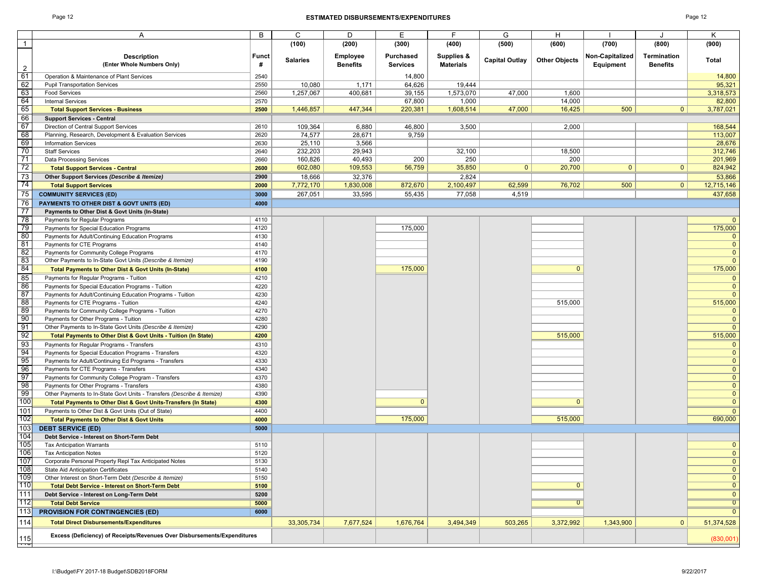# ESTIMATED DISBURSEMENTS/EXPENDITURES

| | A | B | C | D | E | F | G | H | I | J | K |
|---|---|---|---|---|---|---|---|---|---|---|---|
| 1 | | | (100) | (200) | (300) | (400) | (500) | (600) | (700) | (800) | (900) |
| 2 | **Description** **(Enter Whole Numbers Only)** | **Funct #** | **Salaries** | **Employee Benefits** | **Purchased Services** | **Supplies & Materials** | **Capital Outlay** | **Other Objects** | **Non-Capitalized Equipment** | **Termination Benefits** | **Total** |
| 61 | Operation & Maintenance of Plant Services | 2540 | | | 14,800 | | | | | | 14,800 |
| 62 | Pupil Transportation Services | 2550 | 10,080 | 1,171 | 64,626 | 19,444 | | | | | 95,321 |
| 63 | Food Services | 2560 | 1,257,067 | 400,681 | 39,155 | 1,573,070 | 47,000 | 1,600 | | | 3,318,573 |
| 64 | Internal Services | 2570 | | | 67,800 | 1,000 | | 14,000 | | | 82,800 |
| 65 | **Total Support Services - Business** | **2500** | 1,446,857 | 447,344 | 220,381 | 1,608,514 | 47,000 | 16,425 | 500 | 0 | 3,787,021 |
| 66 | **Support Services - Central** | | | | | | | | | | |
| 67 | Direction of Central Support Services | 2610 | 109,364 | 6,880 | 46,800 | 3,500 | | 2,000 | | | 168,544 |
| 68 | Planning, Research, Development & Evaluation Services | 2620 | 74,577 | 28,671 | 9,759 | | | | | | 113,007 |
| 69 | Information Services | 2630 | 25,110 | 3,566 | | | | | | | 28,676 |
| 70 | Staff Services | 2640 | 232,203 | 29,943 | | 32,100 | | 18,500 | | | 312,746 |
| 71 | Data Processing Services | 2660 | 160,826 | 40,493 | 200 | 250 | | 200 | | | 201,969 |
| 72 | **Total Support Services - Central** | **2600** | 602,080 | 109,553 | 56,759 | 35,850 | 0 | 20,700 | 0 | 0 | 824,942 |
| 73 | **Other Support Services *(Describe & Itemize)*** | **2900** | 18,666 | 32,376 | | 2,824 | | | | | 53,866 |
| 74 | **Total Support Services** | **2000** | 7,772,170 | 1,830,008 | 872,670 | 2,100,497 | 62,599 | 76,702 | 500 | 0 | 12,715,146 |
| 75 | **COMMUNITY SERVICES (ED)** | **3000** | 267,051 | 33,595 | 55,435 | 77,058 | 4,519 | | | | 437,658 |
| 76 | **PAYMENTS TO OTHER DIST & GOVT UNITS (ED)** | **4000** | | | | | | | | | |
| 77 | **Payments to Other Dist & Govt Units (In-State)** | | | | | | | | | | |
| 78 | Payments for Regular Programs | 4110 | | | | | | | | | 0 |
| 79 | Payments for Special Education Programs | 4120 | | | 175,000 | | | | | | 175,000 |
| 80 | Payments for Adult/Continuing Education Programs | 4130 | | | | | | | | | 0 |
| 81 | Payments for CTE Programs | 4140 | | | | | | | | | 0 |
| 82 | Payments for Community College Programs | 4170 | | | | | | | | | 0 |
| 83 | Other Payments to In-State Govt Units *(Describe & Itemize)* | 4190 | | | | | | | | | 0 |
| 84 | **Total Payments to Other Dist & Govt Units (In-State)** | **4100** | | | 175,000 | | | 0 | | | 175,000 |
| 85 | Payments for Regular Programs - Tuition | 4210 | | | | | | | | | 0 |
| 86 | Payments for Special Education Programs - Tuition | 4220 | | | | | | | | | 0 |
| 87 | Payments for Adult/Continuing Education Programs - Tuition | 4230 | | | | | | | | | 0 |
| 88 | Payments for CTE Programs - Tuition | 4240 | | | | | | 515,000 | | | 515,000 |
| 89 | Payments for Community College Programs - Tuition | 4270 | | | | | | | | | 0 |
| 90 | Payments for Other Programs - Tuition | 4280 | | | | | | | | | 0 |
| 91 | Other Payments to In-State Govt Units *(Describe & Itemize)* | 4290 | | | | | | | | | 0 |
| 92 | **Total Payments to Other Dist & Govt Units - Tuition (In State)** | **4200** | | | | | | 515,000 | | | 515,000 |
| 93 | Payments for Regular Programs - Transfers | 4310 | | | | | | | | | 0 |
| 94 | Payments for Special Education Programs - Transfers | 4320 | | | | | | | | | 0 |
| 95 | Payments for Adult/Continuing Ed Programs - Transfers | 4330 | | | | | | | | | 0 |
| 96 | Payments for CTE Programs - Transfers | 4340 | | | | | | | | | 0 |
| 97 | Payments for Community College Program - Transfers | 4370 | | | | | | | | | 0 |
| 98 | Payments for Other Programs - Transfers | 4380 | | | | | | | | | 0 |
| 99 | Other Payments to In-State Govt Units - Transfers *(Describe & Itemize)* | 4390 | | | | | | | | | 0 |
| 100 | **Total Payments to Other Dist & Govt Units-Transfers (In State)** | **4300** | | | 0 | | | 0 | | | 0 |
| 101 | Payments to Other Dist & Govt Units (Out of State) | 4400 | | | | | | | | | 0 |
| 102 | **Total Payments to Other Dist & Govt Units** | **4000** | | | 175,000 | | | 515,000 | | | 690,000 |
| 103 | **DEBT SERVICE (ED)** | **5000** | | | | | | | | | |
| 104 | **Debt Service - Interest on Short-Term Debt** | | | | | | | | | | |
| 105 | Tax Anticipation Warrants | 5110 | | | | | | | | | 0 |
| 106 | Tax Anticipation Notes | 5120 | | | | | | | | | 0 |
| 107 | Corporate Personal Property Repl Tax Anticipated Notes | 5130 | | | | | | | | | 0 |
| 108 | State Aid Anticipation Certificates | 5140 | | | | | | | | | 0 |
| 109 | Other Interest on Short-Term Debt *(Describe & Itemize)* | 5150 | | | | | | | | | 0 |
| 110 | **Total Debt Service - Interest on Short-Term Debt** | **5100** | | | | | | 0 | | | 0 |
| 111 | **Debt Service - Interest on Long-Term Debt** | **5200** | | | | | | | | | 0 |
| 112 | **Total Debt Service** | **5000** | | | | | | 0 | | | 0 |
| 113 | **PROVISION FOR CONTINGENCIES (ED)** | **6000** | | | | | | | | | 0 |
| 114 | **Total Direct Disbursements/Expenditures** | | 33,305,734 | 7,677,524 | 1,676,764 | 3,494,349 | 503,265 | 3,372,992 | 1,343,900 | 0 | 51,374,528 |
| 115 | **Excess (Deficiency) of Receipts/Revenues Over Disbursements/Expenditures** | | | | | | | | | | (830,001) |

I:\Budget\FY 2017-18 Budget\SDB2018FORM

9/22/2017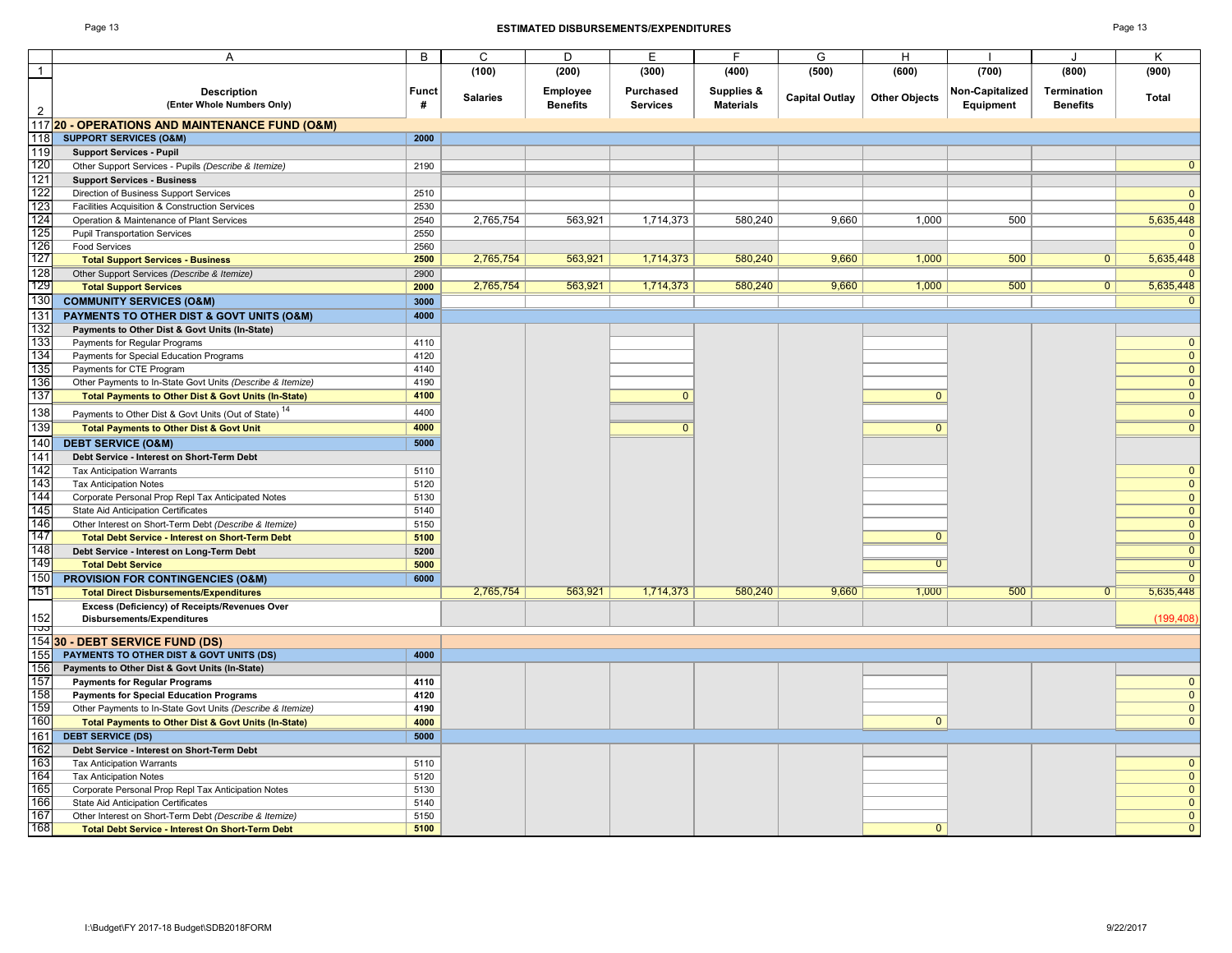# ESTIMATED DISBURSEMENTS/EXPENDITURES

| | A | B | C | D | E | F | G | H | I | J | K |
|---|---|---|---|---|---|---|---|---|---|---|---|
| 1 | | | (100) | (200) | (300) | (400) | (500) | (600) | (700) | (800) | (900) |
| 2 | **Description** (Enter Whole Numbers Only) | **Funct #** | **Salaries** | **Employee Benefits** | **Purchased Services** | **Supplies & Materials** | **Capital Outlay** | **Other Objects** | **Non-Capitalized Equipment** | **Termination Benefits** | **Total** |
| 117 | **20 - OPERATIONS AND MAINTENANCE FUND (O&M)** | | | | | | | | | | |
| 118 | **SUPPORT SERVICES (O&M)** | **2000** | | | | | | | | | |
| 119 | **Support Services - Pupil** | | | | | | | | | | |
| 120 | Other Support Services - Pupils *(Describe & Itemize)* | 2190 | | | | | | | | | 0 |
| 121 | **Support Services - Business** | | | | | | | | | | |
| 122 | Direction of Business Support Services | 2510 | | | | | | | | | 0 |
| 123 | Facilities Acquisition & Construction Services | 2530 | | | | | | | | | 0 |
| 124 | Operation & Maintenance of Plant Services | 2540 | 2,765,754 | 563,921 | 1,714,373 | 580,240 | 9,660 | 1,000 | 500 | | 5,635,448 |
| 125 | Pupil Transportation Services | 2550 | | | | | | | | | 0 |
| 126 | Food Services | 2560 | | | | | | | | | 0 |
| 127 | **Total Support Services - Business** | **2500** | 2,765,754 | 563,921 | 1,714,373 | 580,240 | 9,660 | 1,000 | 500 | 0 | 5,635,448 |
| 128 | Other Support Services *(Describe & Itemize)* | 2900 | | | | | | | | | 0 |
| 129 | **Total Support Services** | **2000** | 2,765,754 | 563,921 | 1,714,373 | 580,240 | 9,660 | 1,000 | 500 | 0 | 5,635,448 |
| 130 | **COMMUNITY SERVICES (O&M)** | **3000** | | | | | | | | | 0 |
| 131 | **PAYMENTS TO OTHER DIST & GOVT UNITS (O&M)** | **4000** | | | | | | | | | |
| 132 | **Payments to Other Dist & Govt Units (In-State)** | | | | | | | | | | |
| 133 | Payments for Regular Programs | 4110 | | | | | | | | | 0 |
| 134 | Payments for Special Education Programs | 4120 | | | | | | | | | 0 |
| 135 | Payments for CTE Program | 4140 | | | | | | | | | 0 |
| 136 | Other Payments to In-State Govt Units *(Describe & Itemize)* | 4190 | | | | | | | | | 0 |
| 137 | **Total Payments to Other Dist & Govt Units (In-State)** | **4100** | | | 0 | | | 0 | | | 0 |
| 138 | Payments to Other Dist & Govt Units (Out of State) [14] | 4400 | | | | | | | | | 0 |
| 139 | **Total Payments to Other Dist & Govt Unit** | **4000** | | | 0 | | | 0 | | | 0 |
| 140 | **DEBT SERVICE (O&M)** | **5000** | | | | | | | | | |
| 141 | **Debt Service - Interest on Short-Term Debt** | | | | | | | | | | |
| 142 | Tax Anticipation Warrants | 5110 | | | | | | | | | 0 |
| 143 | Tax Anticipation Notes | 5120 | | | | | | | | | 0 |
| 144 | Corporate Personal Prop Repl Tax Anticipated Notes | 5130 | | | | | | | | | 0 |
| 145 | State Aid Anticipation Certificates | 5140 | | | | | | | | | 0 |
| 146 | Other Interest on Short-Term Debt *(Describe & Itemize)* | 5150 | | | | | | | | | 0 |
| 147 | **Total Debt Service - Interest on Short-Term Debt** | **5100** | | | | | | 0 | | | 0 |
| 148 | **Debt Service - Interest on Long-Term Debt** | **5200** | | | | | | | | | 0 |
| 149 | **Total Debt Service** | **5000** | | | | | | 0 | | | 0 |
| 150 | **PROVISION FOR CONTINGENCIES (O&M)** | **6000** | | | | | | | | | 0 |
| 151 | **Total Direct Disbursements/Expenditures** | | 2,765,754 | 563,921 | 1,714,373 | 580,240 | 9,660 | 1,000 | 500 | 0 | 5,635,448 |
| 152 | **Excess (Deficiency) of Receipts/Revenues Over Disbursements/Expenditures** | | | | | | | | | | (199,408) |
| 154 | **30 - DEBT SERVICE FUND (DS)** | | | | | | | | | | |
| 155 | **PAYMENTS TO OTHER DIST & GOVT UNITS (DS)** | **4000** | | | | | | | | | |
| 156 | **Payments to Other Dist & Govt Units (In-State)** | | | | | | | | | | |
| 157 | **Payments for Regular Programs** | **4110** | | | | | | | | | 0 |
| 158 | **Payments for Special Education Programs** | **4120** | | | | | | | | | 0 |
| 159 | Other Payments to In-State Govt Units *(Describe & Itemize)* | 4190 | | | | | | | | | 0 |
| 160 | **Total Payments to Other Dist & Govt Units (In-State)** | **4000** | | | | | | 0 | | | 0 |
| 161 | **DEBT SERVICE (DS)** | **5000** | | | | | | | | | |
| 162 | **Debt Service - Interest on Short-Term Debt** | | | | | | | | | | |
| 163 | Tax Anticipation Warrants | 5110 | | | | | | | | | 0 |
| 164 | Tax Anticipation Notes | 5120 | | | | | | | | | 0 |
| 165 | Corporate Personal Prop Repl Tax Anticipation Notes | 5130 | | | | | | | | | 0 |
| 166 | State Aid Anticipation Certificates | 5140 | | | | | | | | | 0 |
| 167 | Other Interest on Short-Term Debt *(Describe & Itemize)* | 5150 | | | | | | | | | 0 |
| 168 | **Total Debt Service - Interest On Short-Term Debt** | **5100** | | | | | | 0 | | | 0 |

I:\Budget\FY 2017-18 Budget\SDB2018FORM    9/22/2017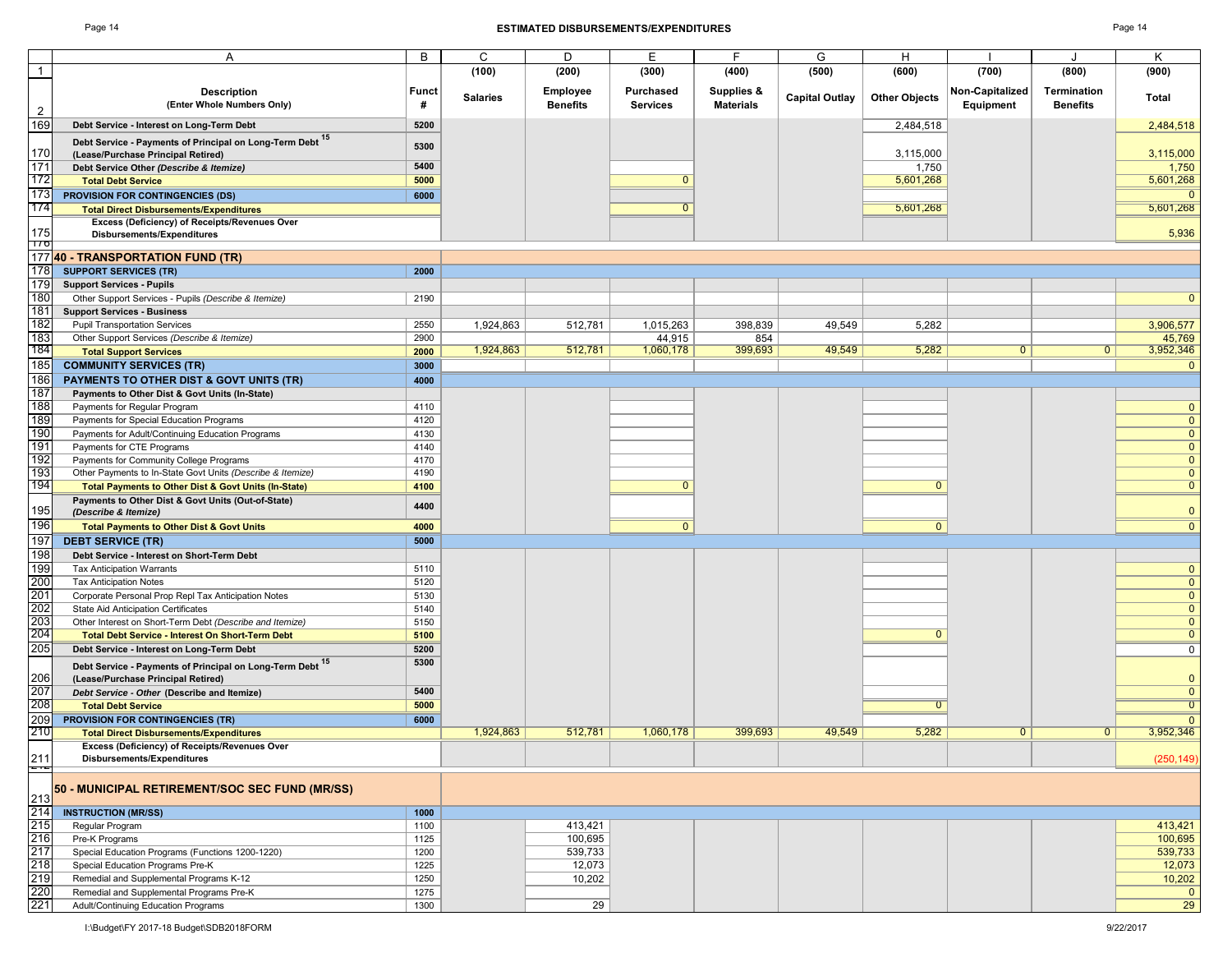## ESTIMATED DISBURSEMENTS/EXPENDITURES

| | A | B | C | D | E | F | G | H | I | J | K |
|---|---|---|---|---|---|---|---|---|---|---|---|
| 1 | | | (100) | (200) | (300) | (400) | (500) | (600) | (700) | (800) | (900) |
| 2 | **Description** **(Enter Whole Numbers Only)** | **Funct #** | **Salaries** | **Employee Benefits** | **Purchased Services** | **Supplies & Materials** | **Capital Outlay** | **Other Objects** | **Non-Capitalized Equipment** | **Termination Benefits** | **Total** |
| 169 | **Debt Service - Interest on Long-Term Debt** | **5200** | | | | | | 2,484,518 | | | 2,484,518 |
| 170 | **Debt Service - Payments of Principal on Long-Term Debt [15] (Lease/Purchase Principal Retired)** | **5300** | | | | | | 3,115,000 | | | 3,115,000 |
| 171 | **Debt Service Other *(Describe & Itemize)*** | **5400** | | | | | | 1,750 | | | 1,750 |
| 172 | **Total Debt Service** | **5000** | | | 0 | | | 5,601,268 | | | 5,601,268 |
| 173 | **PROVISION FOR CONTINGENCIES (DS)** | **6000** | | | | | | | | | 0 |
| 174 | **Total Direct Disbursements/Expenditures** | | | | 0 | | | 5,601,268 | | | 5,601,268 |
| 175 | **Excess (Deficiency) of Receipts/Revenues Over Disbursements/Expenditures** | | | | | | | | | | 5,936 |
| 176 | | | | | | | | | | | |
| 177 | **40 - TRANSPORTATION FUND (TR)** | | | | | | | | | | |
| 178 | **SUPPORT SERVICES (TR)** | **2000** | | | | | | | | | |
| 179 | **Support Services - Pupils** | | | | | | | | | | |
| 180 | Other Support Services - Pupils *(Describe & Itemize)* | 2190 | | | | | | | | | 0 |
| 181 | **Support Services - Business** | | | | | | | | | | |
| 182 | Pupil Transportation Services | 2550 | 1,924,863 | 512,781 | 1,015,263 | 398,839 | 49,549 | 5,282 | | | 3,906,577 |
| 183 | Other Support Services *(Describe & Itemize)* | 2900 | | | 44,915 | 854 | | | | | 45,769 |
| 184 | **Total Support Services** | **2000** | 1,924,863 | 512,781 | 1,060,178 | 399,693 | 49,549 | 5,282 | 0 | 0 | 3,952,346 |
| 185 | **COMMUNITY SERVICES (TR)** | **3000** | | | | | | | | | 0 |
| 186 | **PAYMENTS TO OTHER DIST & GOVT UNITS (TR)** | **4000** | | | | | | | | | |
| 187 | **Payments to Other Dist & Govt Units (In-State)** | | | | | | | | | | |
| 188 | Payments for Regular Program | 4110 | | | | | | | | | 0 |
| 189 | Payments for Special Education Programs | 4120 | | | | | | | | | 0 |
| 190 | Payments for Adult/Continuing Education Programs | 4130 | | | | | | | | | 0 |
| 191 | Payments for CTE Programs | 4140 | | | | | | | | | 0 |
| 192 | Payments for Community College Programs | 4170 | | | | | | | | | 0 |
| 193 | Other Payments to In-State Govt Units *(Describe & Itemize)* | 4190 | | | | | | | | | 0 |
| 194 | **Total Payments to Other Dist & Govt Units (In-State)** | **4100** | | | 0 | | | 0 | | | 0 |
| 195 | **Payments to Other Dist & Govt Units (Out-of-State) *(Describe & Itemize)*** | **4400** | | | | | | | | | 0 |
| 196 | **Total Payments to Other Dist & Govt Units** | **4000** | | | 0 | | | 0 | | | 0 |
| 197 | **DEBT SERVICE (TR)** | **5000** | | | | | | | | | |
| 198 | **Debt Service - Interest on Short-Term Debt** | | | | | | | | | | |
| 199 | Tax Anticipation Warrants | 5110 | | | | | | | | | 0 |
| 200 | Tax Anticipation Notes | 5120 | | | | | | | | | 0 |
| 201 | Corporate Personal Prop Repl Tax Anticipation Notes | 5130 | | | | | | | | | 0 |
| 202 | State Aid Anticipation Certificates | 5140 | | | | | | | | | 0 |
| 203 | Other Interest on Short-Term Debt *(Describe and Itemize)* | 5150 | | | | | | | | | 0 |
| 204 | **Total Debt Service - Interest On Short-Term Debt** | **5100** | | | | | | 0 | | | 0 |
| 205 | **Debt Service - Interest on Long-Term Debt** | **5200** | | | | | | | | | 0 |
| 206 | **Debt Service - Payments of Principal on Long-Term Debt [15] (Lease/Purchase Principal Retired)** | **5300** | | | | | | | | | 0 |
| 207 | ***Debt Service - Other* (Describe and Itemize)** | **5400** | | | | | | | | | 0 |
| 208 | **Total Debt Service** | **5000** | | | | | | 0 | | | 0 |
| 209 | **PROVISION FOR CONTINGENCIES (TR)** | **6000** | | | | | | | | | 0 |
| 210 | **Total Direct Disbursements/Expenditures** | | 1,924,863 | 512,781 | 1,060,178 | 399,693 | 49,549 | 5,282 | 0 | 0 | 3,952,346 |
| 211 | **Excess (Deficiency) of Receipts/Revenues Over Disbursements/Expenditures** | | | | | | | | | | (250,149) |
| 212 | | | | | | | | | | | |
| 213 | **50 - MUNICIPAL RETIREMENT/SOC SEC FUND (MR/SS)** | | | | | | | | | | |
| 214 | **INSTRUCTION (MR/SS)** | **1000** | | | | | | | | | |
| 215 | Regular Program | 1100 | | 413,421 | | | | | | | 413,421 |
| 216 | Pre-K Programs | 1125 | | 100,695 | | | | | | | 100,695 |
| 217 | Special Education Programs (Functions 1200-1220) | 1200 | | 539,733 | | | | | | | 539,733 |
| 218 | Special Education Programs Pre-K | 1225 | | 12,073 | | | | | | | 12,073 |
| 219 | Remedial and Supplemental Programs K-12 | 1250 | | 10,202 | | | | | | | 10,202 |
| 220 | Remedial and Supplemental Programs Pre-K | 1275 | | | | | | | | | 0 |
| 221 | Adult/Continuing Education Programs | 1300 | | 29 | | | | | | | 29 |

I:\Budget\FY 2017-18 Budget\SDB2018FORM 9/22/2017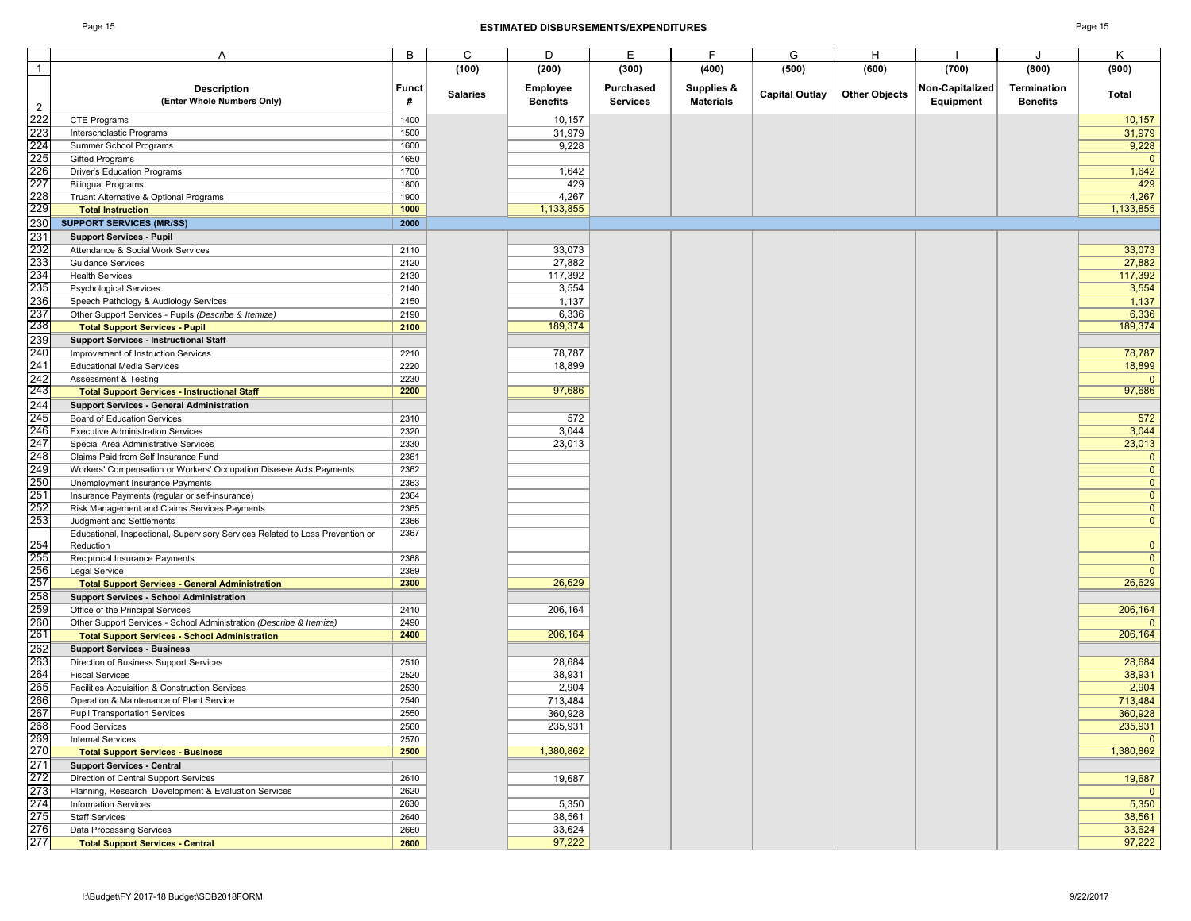## ESTIMATED DISBURSEMENTS/EXPENDITURES

| | A | B | C | D | E | F | G | H | I | J | K |
|---|---|---|---|---|---|---|---|---|---|---|---|
| 1 | | | (100) | (200) | (300) | (400) | (500) | (600) | (700) | (800) | (900) |
| 2 | **Description (Enter Whole Numbers Only)** | **Funct #** | **Salaries** | **Employee Benefits** | **Purchased Services** | **Supplies & Materials** | **Capital Outlay** | **Other Objects** | **Non-Capitalized Equipment** | **Termination Benefits** | **Total** |
| 222 | CTE Programs | 1400 | | 10,157 | | | | | | | 10,157 |
| 223 | Interscholastic Programs | 1500 | | 31,979 | | | | | | | 31,979 |
| 224 | Summer School Programs | 1600 | | 9,228 | | | | | | | 9,228 |
| 225 | Gifted Programs | 1650 | | | | | | | | | 0 |
| 226 | Driver's Education Programs | 1700 | | 1,642 | | | | | | | 1,642 |
| 227 | Bilingual Programs | 1800 | | 429 | | | | | | | 429 |
| 228 | Truant Alternative & Optional Programs | 1900 | | 4,267 | | | | | | | 4,267 |
| 229 | **Total Instruction** | **1000** | | 1,133,855 | | | | | | | 1,133,855 |
| 230 | **SUPPORT SERVICES (MR/SS)** | **2000** | | | | | | | | | |
| 231 | **Support Services - Pupil** | | | | | | | | | | |
| 232 | Attendance & Social Work Services | 2110 | | 33,073 | | | | | | | 33,073 |
| 233 | Guidance Services | 2120 | | 27,882 | | | | | | | 27,882 |
| 234 | Health Services | 2130 | | 117,392 | | | | | | | 117,392 |
| 235 | Psychological Services | 2140 | | 3,554 | | | | | | | 3,554 |
| 236 | Speech Pathology & Audiology Services | 2150 | | 1,137 | | | | | | | 1,137 |
| 237 | Other Support Services - Pupils *(Describe & Itemize)* | 2190 | | 6,336 | | | | | | | 6,336 |
| 238 | **Total Support Services - Pupil** | **2100** | | 189,374 | | | | | | | 189,374 |
| 239 | **Support Services - Instructional Staff** | | | | | | | | | | |
| 240 | Improvement of Instruction Services | 2210 | | 78,787 | | | | | | | 78,787 |
| 241 | Educational Media Services | 2220 | | 18,899 | | | | | | | 18,899 |
| 242 | Assessment & Testing | 2230 | | | | | | | | | 0 |
| 243 | **Total Support Services - Instructional Staff** | **2200** | | 97,686 | | | | | | | 97,686 |
| 244 | **Support Services - General Administration** | | | | | | | | | | |
| 245 | Board of Education Services | 2310 | | 572 | | | | | | | 572 |
| 246 | Executive Administration Services | 2320 | | 3,044 | | | | | | | 3,044 |
| 247 | Special Area Administrative Services | 2330 | | 23,013 | | | | | | | 23,013 |
| 248 | Claims Paid from Self Insurance Fund | 2361 | | | | | | | | | 0 |
| 249 | Workers' Compensation or Workers' Occupation Disease Acts Payments | 2362 | | | | | | | | | 0 |
| 250 | Unemployment Insurance Payments | 2363 | | | | | | | | | 0 |
| 251 | Insurance Payments (regular or self-insurance) | 2364 | | | | | | | | | 0 |
| 252 | Risk Management and Claims Services Payments | 2365 | | | | | | | | | 0 |
| 253 | Judgment and Settlements | 2366 | | | | | | | | | 0 |
| 254 | Educational, Inspectional, Supervisory Services Related to Loss Prevention or Reduction | 2367 | | | | | | | | | 0 |
| 255 | Reciprocal Insurance Payments | 2368 | | | | | | | | | 0 |
| 256 | Legal Service | 2369 | | | | | | | | | 0 |
| 257 | **Total Support Services - General Administration** | **2300** | | 26,629 | | | | | | | 26,629 |
| 258 | **Support Services - School Administration** | | | | | | | | | | |
| 259 | Office of the Principal Services | 2410 | | 206,164 | | | | | | | 206,164 |
| 260 | Other Support Services - School Administration *(Describe & Itemize)* | 2490 | | | | | | | | | 0 |
| 261 | **Total Support Services - School Administration** | **2400** | | 206,164 | | | | | | | 206,164 |
| 262 | **Support Services - Business** | | | | | | | | | | |
| 263 | Direction of Business Support Services | 2510 | | 28,684 | | | | | | | 28,684 |
| 264 | Fiscal Services | 2520 | | 38,931 | | | | | | | 38,931 |
| 265 | Facilities Acquisition & Construction Services | 2530 | | 2,904 | | | | | | | 2,904 |
| 266 | Operation & Maintenance of Plant Service | 2540 | | 713,484 | | | | | | | 713,484 |
| 267 | Pupil Transportation Services | 2550 | | 360,928 | | | | | | | 360,928 |
| 268 | Food Services | 2560 | | 235,931 | | | | | | | 235,931 |
| 269 | Internal Services | 2570 | | | | | | | | | 0 |
| 270 | **Total Support Services - Business** | **2500** | | 1,380,862 | | | | | | | 1,380,862 |
| 271 | **Support Services - Central** | | | | | | | | | | |
| 272 | Direction of Central Support Services | 2610 | | 19,687 | | | | | | | 19,687 |
| 273 | Planning, Research, Development & Evaluation Services | 2620 | | | | | | | | | 0 |
| 274 | Information Services | 2630 | | 5,350 | | | | | | | 5,350 |
| 275 | Staff Services | 2640 | | 38,561 | | | | | | | 38,561 |
| 276 | Data Processing Services | 2660 | | 33,624 | | | | | | | 33,624 |
| 277 | **Total Support Services - Central** | **2600** | | 97,222 | | | | | | | 97,222 |

I:\Budget\FY 2017-18 Budget\SDB2018FORM

9/22/2017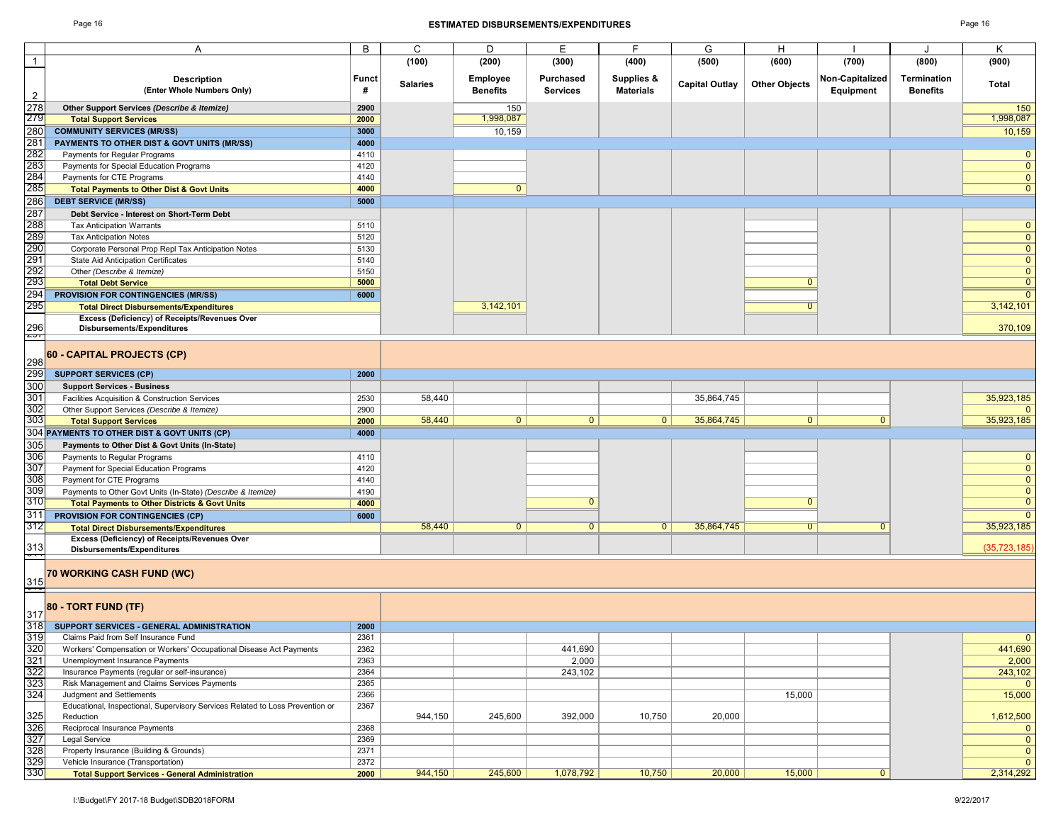## ESTIMATED DISBURSEMENTS/EXPENDITURES

| | A | B | C | D | E | F | G | H | I | J | K |
|---|---|---|---|---|---|---|---|---|---|---|---|
| 1 | | | (100) | (200) | (300) | (400) | (500) | (600) | (700) | (800) | (900) |
| 2 | **Description** (Enter Whole Numbers Only) | **Funct #** | **Salaries** | **Employee Benefits** | **Purchased Services** | **Supplies & Materials** | **Capital Outlay** | **Other Objects** | **Non-Capitalized Equipment** | **Termination Benefits** | **Total** |
| 278 | **Other Support Services** *(Describe & Itemize)* | 2900 | | 150 | | | | | | | 150 |
| 279 | **Total Support Services** | 2000 | | 1,998,087 | | | | | | | 1,998,087 |
| 280 | **COMMUNITY SERVICES (MR/SS)** | 3000 | | 10,159 | | | | | | | 10,159 |
| 281 | **PAYMENTS TO OTHER DIST & GOVT UNITS (MR/SS)** | 4000 | | | | | | | | | |
| 282 | Payments for Regular Programs | 4110 | | | | | | | | | 0 |
| 283 | Payments for Special Education Programs | 4120 | | | | | | | | | 0 |
| 284 | Payments for CTE Programs | 4140 | | | | | | | | | 0 |
| 285 | **Total Payments to Other Dist & Govt Units** | 4000 | | 0 | | | | | | | 0 |
| 286 | **DEBT SERVICE (MR/SS)** | 5000 | | | | | | | | | |
| 287 | **Debt Service - Interest on Short-Term Debt** | | | | | | | | | | |
| 288 | Tax Anticipation Warrants | 5110 | | | | | | | | | 0 |
| 289 | Tax Anticipation Notes | 5120 | | | | | | | | | 0 |
| 290 | Corporate Personal Prop Repl Tax Anticipation Notes | 5130 | | | | | | | | | 0 |
| 291 | State Aid Anticipation Certificates | 5140 | | | | | | | | | 0 |
| 292 | Other *(Describe & Itemize)* | 5150 | | | | | | | | | 0 |
| 293 | **Total Debt Service** | 5000 | | | | | | 0 | | | 0 |
| 294 | **PROVISION FOR CONTINGENCIES (MR/SS)** | 6000 | | | | | | | | | 0 |
| 295 | **Total Direct Disbursements/Expenditures** | | | 3,142,101 | | | | 0 | | | 3,142,101 |
| 296 | **Excess (Deficiency) of Receipts/Revenues Over Disbursements/Expenditures** | | | | | | | | | | 370,109 |
| 298 | **60 - CAPITAL PROJECTS (CP)** | | | | | | | | | | |
| 299 | **SUPPORT SERVICES (CP)** | 2000 | | | | | | | | | |
| 300 | **Support Services - Business** | | | | | | | | | | |
| 301 | Facilities Acquisition & Construction Services | 2530 | 58,440 | | | | 35,864,745 | | | | 35,923,185 |
| 302 | Other Support Services *(Describe & Itemize)* | 2900 | | | | | | | | | 0 |
| 303 | **Total Support Services** | 2000 | 58,440 | 0 | 0 | 0 | 35,864,745 | 0 | 0 | | 35,923,185 |
| 304 | **PAYMENTS TO OTHER DIST & GOVT UNITS (CP)** | 4000 | | | | | | | | | |
| 305 | **Payments to Other Dist & Govt Units (In-State)** | | | | | | | | | | |
| 306 | Payments to Regular Programs | 4110 | | | | | | | | | 0 |
| 307 | Payment for Special Education Programs | 4120 | | | | | | | | | 0 |
| 308 | Payment for CTE Programs | 4140 | | | | | | | | | 0 |
| 309 | Payments to Other Govt Units (In-State) *(Describe & Itemize)* | 4190 | | | | | | | | | 0 |
| 310 | **Total Payments to Other Districts & Govt Units** | 4000 | | | 0 | | | 0 | | | 0 |
| 311 | **PROVISION FOR CONTINGENCIES (CP)** | 6000 | | | | | | | | | 0 |
| 312 | **Total Direct Disbursements/Expenditures** | | 58,440 | 0 | 0 | 0 | 35,864,745 | 0 | 0 | | 35,923,185 |
| 313 | **Excess (Deficiency) of Receipts/Revenues Over Disbursements/Expenditures** | | | | | | | | | | (35,723,185) |
| 315 | **70 WORKING CASH FUND (WC)** | | | | | | | | | | |
| 317 | **80 - TORT FUND (TF)** | | | | | | | | | | |
| 318 | **SUPPORT SERVICES - GENERAL ADMINISTRATION** | 2000 | | | | | | | | | |
| 319 | Claims Paid from Self Insurance Fund | 2361 | | | | | | | | | 0 |
| 320 | Workers' Compensation or Workers' Occupational Disease Act Payments | 2362 | | | 441,690 | | | | | | 441,690 |
| 321 | Unemployment Insurance Payments | 2363 | | | 2,000 | | | | | | 2,000 |
| 322 | Insurance Payments (regular or self-insurance) | 2364 | | | 243,102 | | | | | | 243,102 |
| 323 | Risk Management and Claims Services Payments | 2365 | | | | | | | | | 0 |
| 324 | Judgment and Settlements | 2366 | | | | | | 15,000 | | | 15,000 |
| 325 | Educational, Inspectional, Supervisory Services Related to Loss Prevention or Reduction | 2367 | 944,150 | 245,600 | 392,000 | 10,750 | 20,000 | | | | 1,612,500 |
| 326 | Reciprocal Insurance Payments | 2368 | | | | | | | | | 0 |
| 327 | Legal Service | 2369 | | | | | | | | | 0 |
| 328 | Property Insurance (Building & Grounds) | 2371 | | | | | | | | | 0 |
| 329 | Vehicle Insurance (Transportation) | 2372 | | | | | | | | | 0 |
| 330 | **Total Support Services - General Administration** | 2000 | 944,150 | 245,600 | 1,078,792 | 10,750 | 20,000 | 15,000 | 0 | | 2,314,292 |

I:\Budget\FY 2017-18 Budget\SDB2018FORM 9/22/2017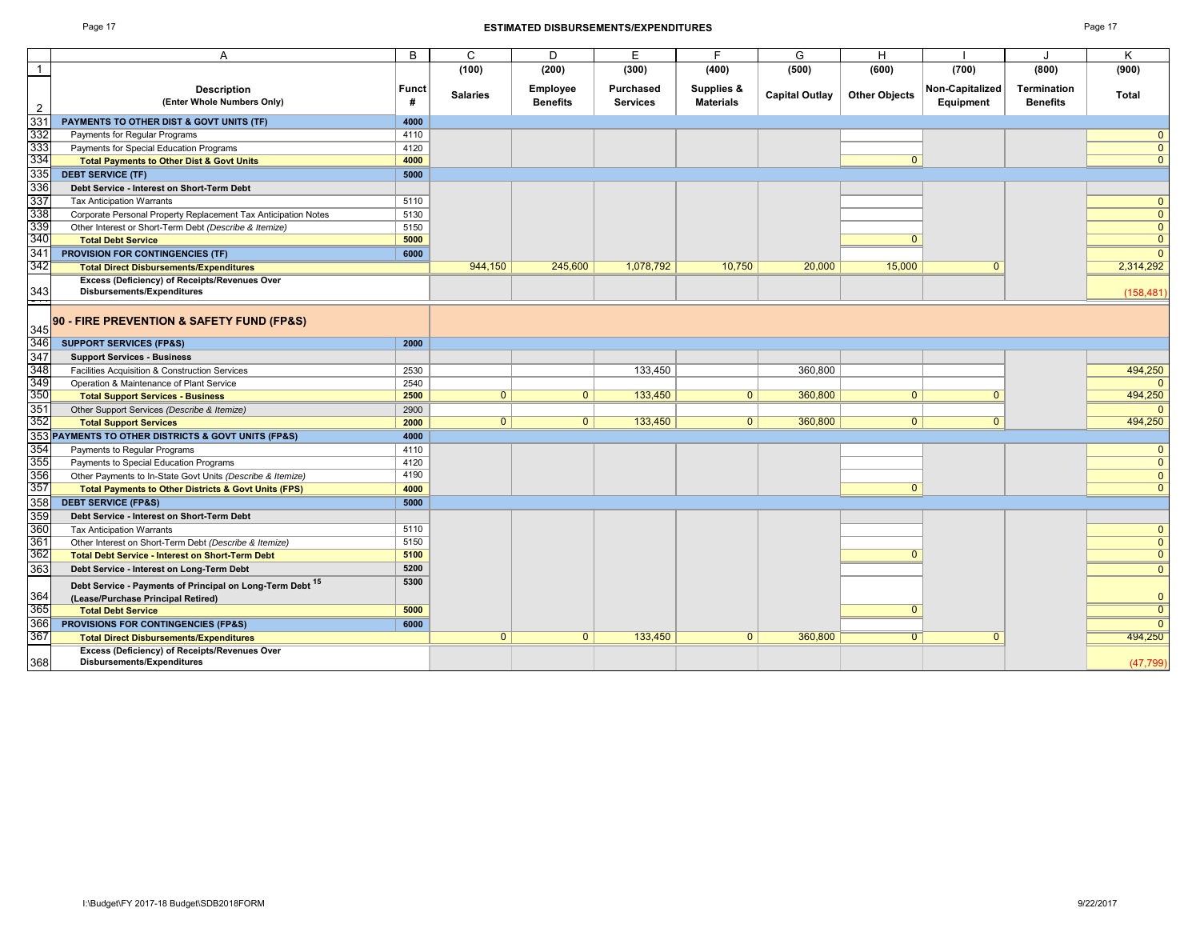## ESTIMATED DISBURSEMENTS/EXPENDITURES

| | A | B | C | D | E | F | G | H | I | J | K |
|---|---|---|---|---|---|---|---|---|---|---|---|
| 1 | | | (100) | (200) | (300) | (400) | (500) | (600) | (700) | (800) | (900) |
| 2 | **Description (Enter Whole Numbers Only)** | **Funct #** | **Salaries** | **Employee Benefits** | **Purchased Services** | **Supplies & Materials** | **Capital Outlay** | **Other Objects** | **Non-Capitalized Equipment** | **Termination Benefits** | **Total** |
| 331 | **PAYMENTS TO OTHER DIST & GOVT UNITS (TF)** | **4000** | | | | | | | | | |
| 332 | Payments for Regular Programs | 4110 | | | | | | | | | 0 |
| 333 | Payments for Special Education Programs | 4120 | | | | | | | | | 0 |
| 334 | **Total Payments to Other Dist & Govt Units** | **4000** | | | | | | 0 | | | 0 |
| 335 | **DEBT SERVICE (TF)** | **5000** | | | | | | | | | |
| 336 | **Debt Service - Interest on Short-Term Debt** | | | | | | | | | | |
| 337 | Tax Anticipation Warrants | 5110 | | | | | | | | | 0 |
| 338 | Corporate Personal Property Replacement Tax Anticipation Notes | 5130 | | | | | | | | | 0 |
| 339 | Other Interest or Short-Term Debt *(Describe & Itemize)* | 5150 | | | | | | | | | 0 |
| 340 | **Total Debt Service** | **5000** | | | | | | 0 | | | 0 |
| 341 | **PROVISION FOR CONTINGENCIES (TF)** | **6000** | | | | | | | | | 0 |
| 342 | **Total Direct Disbursements/Expenditures** | | 944,150 | 245,600 | 1,078,792 | 10,750 | 20,000 | 15,000 | 0 | | 2,314,292 |
| 343 | **Excess (Deficiency) of Receipts/Revenues Over Disbursements/Expenditures** | | | | | | | | | | (158,481) |
| 345 | **90 - FIRE PREVENTION & SAFETY FUND (FP&S)** | | | | | | | | | | |
| 346 | **SUPPORT SERVICES (FP&S)** | **2000** | | | | | | | | | |
| 347 | **Support Services - Business** | | | | | | | | | | |
| 348 | Facilities Acquisition & Construction Services | 2530 | | | 133,450 | | 360,800 | | | | 494,250 |
| 349 | Operation & Maintenance of Plant Service | 2540 | | | | | | | | | 0 |
| 350 | **Total Support Services - Business** | **2500** | 0 | 0 | 133,450 | 0 | 360,800 | 0 | 0 | | 494,250 |
| 351 | Other Support Services *(Describe & Itemize)* | 2900 | | | | | | | | | 0 |
| 352 | **Total Support Services** | **2000** | 0 | 0 | 133,450 | 0 | 360,800 | 0 | 0 | | 494,250 |
| 353 | **PAYMENTS TO OTHER DISTRICTS & GOVT UNITS (FP&S)** | **4000** | | | | | | | | | |
| 354 | Payments to Regular Programs | 4110 | | | | | | | | | 0 |
| 355 | Payments to Special Education Programs | 4120 | | | | | | | | | 0 |
| 356 | Other Payments to In-State Govt Units *(Describe & Itemize)* | 4190 | | | | | | | | | 0 |
| 357 | **Total Payments to Other Districts & Govt Units (FPS)** | **4000** | | | | | | 0 | | | 0 |
| 358 | **DEBT SERVICE (FP&S)** | **5000** | | | | | | | | | |
| 359 | **Debt Service - Interest on Short-Term Debt** | | | | | | | | | | |
| 360 | Tax Anticipation Warrants | 5110 | | | | | | | | | 0 |
| 361 | Other Interest on Short-Term Debt *(Describe & Itemize)* | 5150 | | | | | | | | | 0 |
| 362 | **Total Debt Service - Interest on Short-Term Debt** | **5100** | | | | | | 0 | | | 0 |
| 363 | **Debt Service - Interest on Long-Term Debt** | **5200** | | | | | | | | | 0 |
| 364 | **Debt Service - Payments of Principal on Long-Term Debt [15] (Lease/Purchase Principal Retired)** | **5300** | | | | | | | | | 0 |
| 365 | **Total Debt Service** | **5000** | | | | | | 0 | | | 0 |
| 366 | **PROVISIONS FOR CONTINGENCIES (FP&S)** | **6000** | | | | | | | | | 0 |
| 367 | **Total Direct Disbursements/Expenditures** | | 0 | 0 | 133,450 | 0 | 360,800 | 0 | 0 | | 494,250 |
| 368 | **Excess (Deficiency) of Receipts/Revenues Over Disbursements/Expenditures** | | | | | | | | | | (47,799) |

I:\Budget\FY 2017-18 Budget\SDB2018FORM — 9/22/2017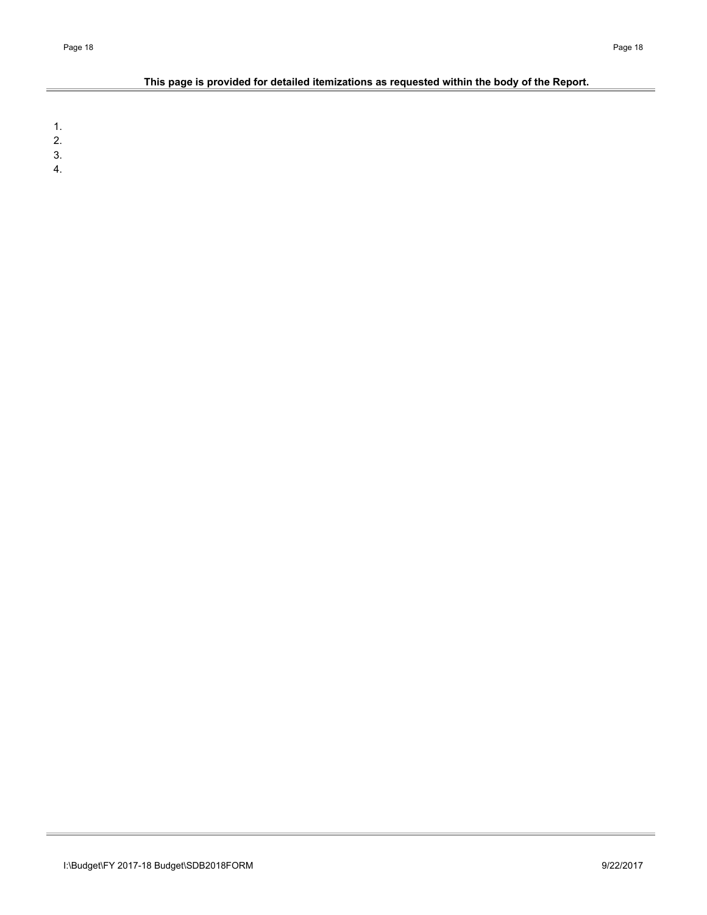**This page is provided for detailed itemizations as requested within the body of the Report.**

1.
2.
3.
4.

I:\Budget\FY 2017-18 Budget\SDB2018FORM 9/22/2017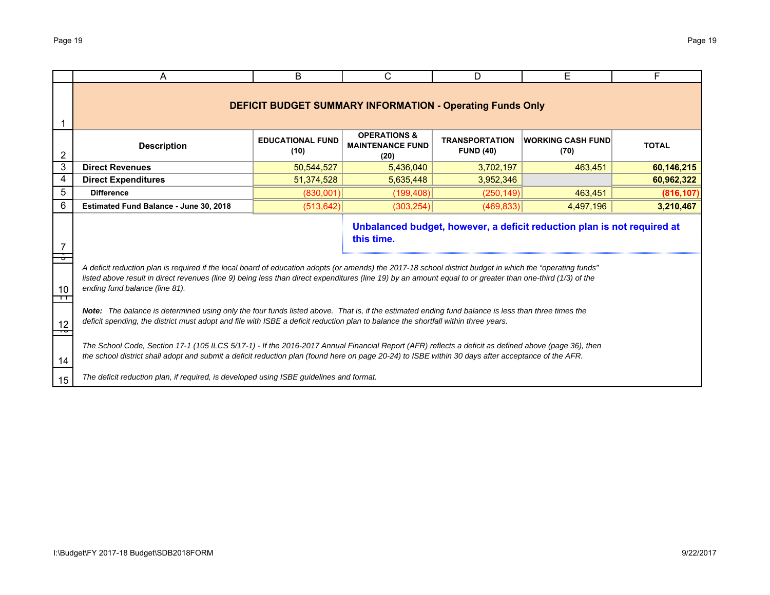## DEFICIT BUDGET SUMMARY INFORMATION - Operating Funds Only

| Description | EDUCATIONAL FUND (10) | OPERATIONS & MAINTENANCE FUND (20) | TRANSPORTATION FUND (40) | WORKING CASH FUND (70) | TOTAL |
|---|---|---|---|---|---|
| **Direct Revenues** | 50,544,527 | 5,436,040 | 3,702,197 | 463,451 | **60,146,215** |
| **Direct Expenditures** | 51,374,528 | 5,635,448 | 3,952,346 | | **60,962,322** |
| **Difference** | (830,001) | (199,408) | (250,149) | 463,451 | **(816,107)** |
| **Estimated Fund Balance - June 30, 2018** | (513,642) | (303,254) | (469,833) | 4,497,196 | **3,210,467** |

**Unbalanced budget, however, a deficit reduction plan is not required at this time.**

*A deficit reduction plan is required if the local board of education adopts (or amends) the 2017-18 school district budget in which the "operating funds" listed above result in direct revenues (line 9) being less than direct expenditures (line 19) by an amount equal to or greater than one-third (1/3) of the ending fund balance (line 81).*

***Note:** The balance is determined using only the four funds listed above. That is, if the estimated ending fund balance is less than three times the deficit spending, the district must adopt and file with ISBE a deficit reduction plan to balance the shortfall within three years.*

*The School Code, Section 17-1 (105 ILCS 5/17-1) - If the 2016-2017 Annual Financial Report (AFR) reflects a deficit as defined above (page 36), then the school district shall adopt and submit a deficit reduction plan (found here on page 20-24) to ISBE within 30 days after acceptance of the AFR.*

*The deficit reduction plan, if required, is developed using ISBE guidelines and format.*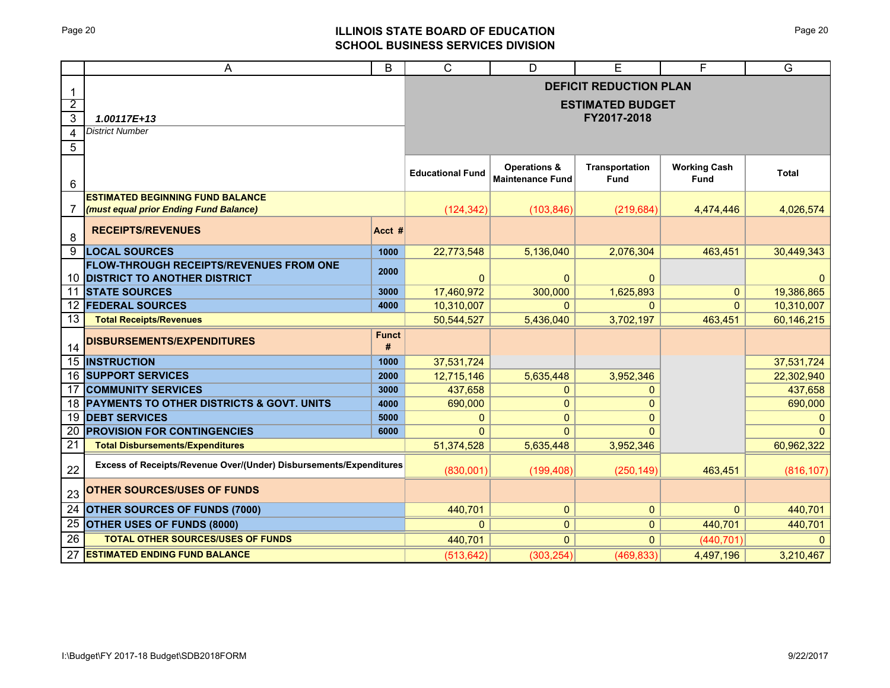**ILLINOIS STATE BOARD OF EDUCATION**
**SCHOOL BUSINESS SERVICES DIVISION**

| | A | B | C | D | E | F | G |
|---|---|---|---|---|---|---|---|
| 1 | | | **DEFICIT REDUCTION PLAN** | | | | |
| 2 | | | **ESTIMATED BUDGET** | | | | |
| 3 | ***1.00117E+13*** | | **FY2017-2018** | | | | |
| 4 | *District Number* | | | | | | |
| 5 | | | | | | | |
| 6 | | | **Educational Fund** | **Operations & Maintenance Fund** | **Transportation Fund** | **Working Cash Fund** | **Total** |
| 7 | **ESTIMATED BEGINNING FUND BALANCE** ***(must equal prior Ending Fund Balance)*** | | (124,342) | (103,846) | (219,684) | 4,474,446 | 4,026,574 |
| 8 | **RECEIPTS/REVENUES** | **Acct #** | | | | | |
| 9 | **LOCAL SOURCES** | **1000** | 22,773,548 | 5,136,040 | 2,076,304 | 463,451 | 30,449,343 |
| 10 | **FLOW-THROUGH RECEIPTS/REVENUES FROM ONE DISTRICT TO ANOTHER DISTRICT** | **2000** | 0 | 0 | 0 | | 0 |
| 11 | **STATE SOURCES** | **3000** | 17,460,972 | 300,000 | 1,625,893 | 0 | 19,386,865 |
| 12 | **FEDERAL SOURCES** | **4000** | 10,310,007 | 0 | 0 | 0 | 10,310,007 |
| 13 | **Total Receipts/Revenues** | | 50,544,527 | 5,436,040 | 3,702,197 | 463,451 | 60,146,215 |
| 14 | **DISBURSEMENTS/EXPENDITURES** | **Funct #** | | | | | |
| 15 | **INSTRUCTION** | **1000** | 37,531,724 | | | | 37,531,724 |
| 16 | **SUPPORT SERVICES** | **2000** | 12,715,146 | 5,635,448 | 3,952,346 | | 22,302,940 |
| 17 | **COMMUNITY SERVICES** | **3000** | 437,658 | 0 | 0 | | 437,658 |
| 18 | **PAYMENTS TO OTHER DISTRICTS & GOVT. UNITS** | **4000** | 690,000 | 0 | 0 | | 690,000 |
| 19 | **DEBT SERVICES** | **5000** | 0 | 0 | 0 | | 0 |
| 20 | **PROVISION FOR CONTINGENCIES** | **6000** | 0 | 0 | 0 | | 0 |
| 21 | **Total Disbursements/Expenditures** | | 51,374,528 | 5,635,448 | 3,952,346 | | 60,962,322 |
| 22 | **Excess of Receipts/Revenue Over/(Under) Disbursements/Expenditures** | | (830,001) | (199,408) | (250,149) | 463,451 | (816,107) |
| 23 | **OTHER SOURCES/USES OF FUNDS** | | | | | | |
| 24 | **OTHER SOURCES OF FUNDS (7000)** | | 440,701 | 0 | 0 | 0 | 440,701 |
| 25 | **OTHER USES OF FUNDS (8000)** | | 0 | 0 | 0 | 440,701 | 440,701 |
| 26 | **TOTAL OTHER SOURCES/USES OF FUNDS** | | 440,701 | 0 | 0 | (440,701) | 0 |
| 27 | **ESTIMATED ENDING FUND BALANCE** | | (513,642) | (303,254) | (469,833) | 4,497,196 | 3,210,467 |

I:\Budget\FY 2017-18 Budget\SDB2018FORM

9/22/2017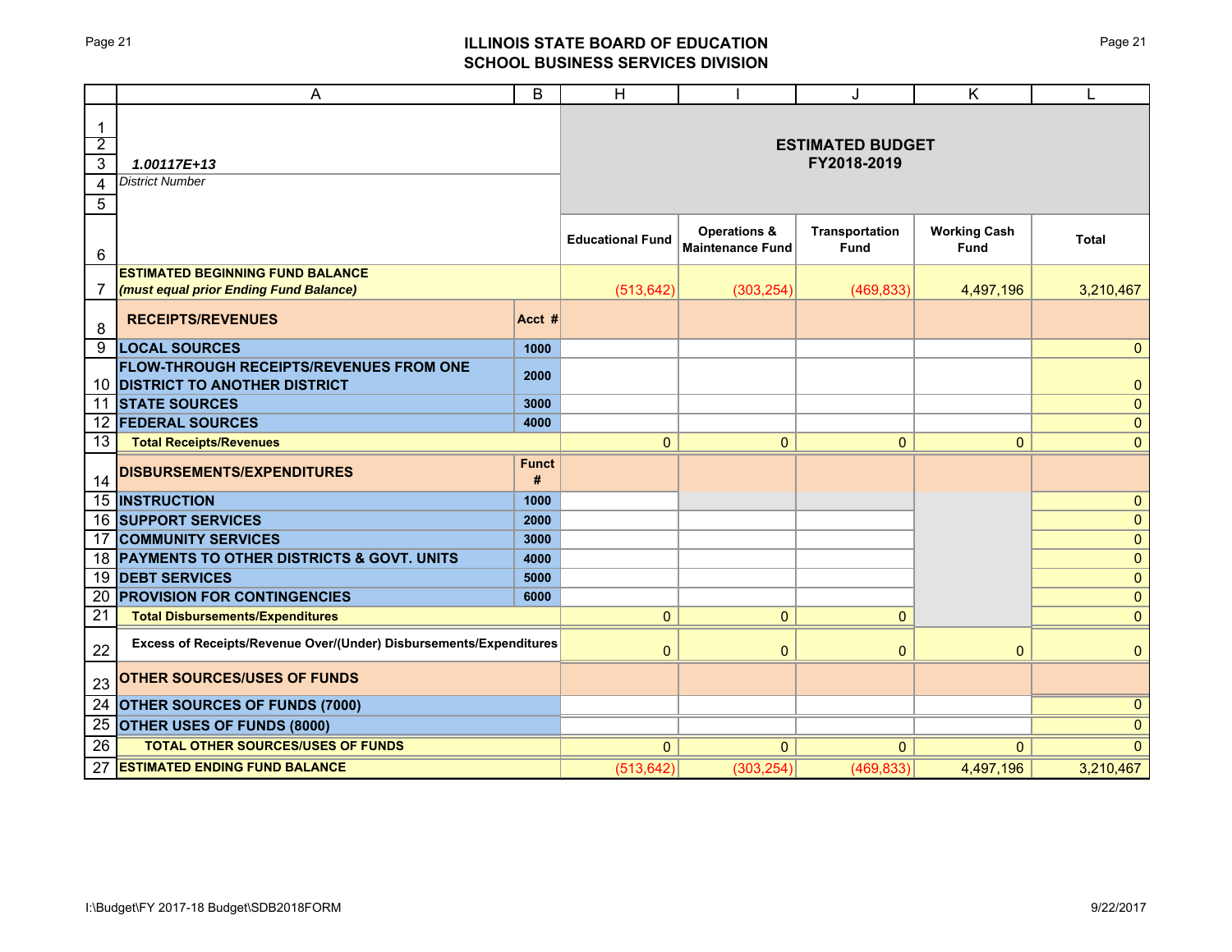## ILLINOIS STATE BOARD OF EDUCATION
## SCHOOL BUSINESS SERVICES DIVISION

| | A | B | H | I | J | K | L |
|---|---|---|---|---|---|---|---|
| 1 | | | **ESTIMATED BUDGET FY2018-2019** | | | | |
| 2 | | | | | | | |
| 3 | ***1.00117E+13*** | | | | | | |
| 4 | *District Number* | | | | | | |
| 5 | | | | | | | |
| 6 | | | **Educational Fund** | **Operations & Maintenance Fund** | **Transportation Fund** | **Working Cash Fund** | **Total** |
| 7 | ***ESTIMATED BEGINNING FUND BALANCE (must equal prior Ending Fund Balance)*** | | (513,642) | (303,254) | (469,833) | 4,497,196 | 3,210,467 |
| 8 | **RECEIPTS/REVENUES** | **Acct #** | | | | | |
| 9 | **LOCAL SOURCES** | **1000** | | | | | 0 |
| 10 | **FLOW-THROUGH RECEIPTS/REVENUES FROM ONE DISTRICT TO ANOTHER DISTRICT** | **2000** | | | | | 0 |
| 11 | **STATE SOURCES** | **3000** | | | | | 0 |
| 12 | **FEDERAL SOURCES** | **4000** | | | | | 0 |
| 13 | **Total Receipts/Revenues** | | 0 | 0 | 0 | 0 | 0 |
| 14 | **DISBURSEMENTS/EXPENDITURES** | **Funct #** | | | | | |
| 15 | **INSTRUCTION** | **1000** | | | | | 0 |
| 16 | **SUPPORT SERVICES** | **2000** | | | | | 0 |
| 17 | **COMMUNITY SERVICES** | **3000** | | | | | 0 |
| 18 | **PAYMENTS TO OTHER DISTRICTS & GOVT. UNITS** | **4000** | | | | | 0 |
| 19 | **DEBT SERVICES** | **5000** | | | | | 0 |
| 20 | **PROVISION FOR CONTINGENCIES** | **6000** | | | | | 0 |
| 21 | **Total Disbursements/Expenditures** | | 0 | 0 | 0 | | 0 |
| 22 | **Excess of Receipts/Revenue Over/(Under) Disbursements/Expenditures** | | 0 | 0 | 0 | 0 | 0 |
| 23 | **OTHER SOURCES/USES OF FUNDS** | | | | | | |
| 24 | **OTHER SOURCES OF FUNDS (7000)** | | | | | | 0 |
| 25 | **OTHER USES OF FUNDS (8000)** | | | | | | 0 |
| 26 | **TOTAL OTHER SOURCES/USES OF FUNDS** | | 0 | 0 | 0 | 0 | 0 |
| 27 | **ESTIMATED ENDING FUND BALANCE** | | (513,642) | (303,254) | (469,833) | 4,497,196 | 3,210,467 |

I:\Budget\FY 2017-18 Budget\SDB2018FORM 9/22/2017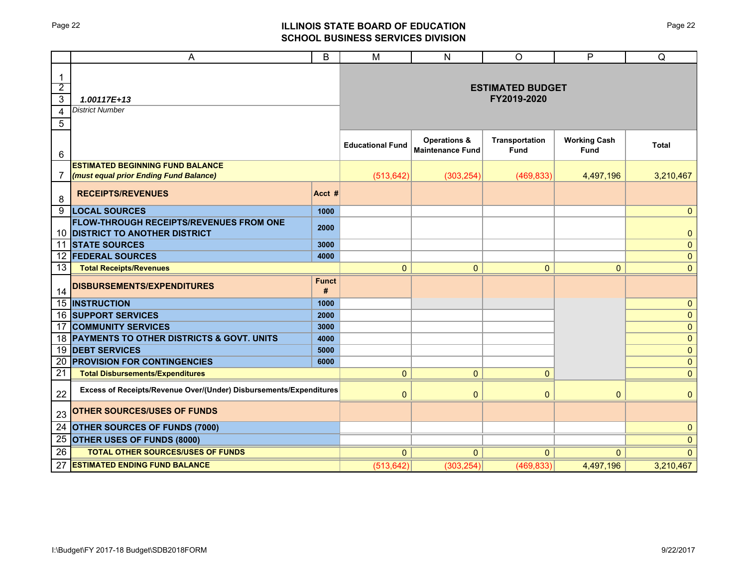# ILLINOIS STATE BOARD OF EDUCATION
## SCHOOL BUSINESS SERVICES DIVISION

| | A | B | M | N | O | P | Q |
|---|---|---|---|---|---|---|---|
| 1-5 | ***1.00117E+13*** *District Number* | | **ESTIMATED BUDGET FY2019-2020** | | | | |
| 6 | | | **Educational Fund** | **Operations & Maintenance Fund** | **Transportation Fund** | **Working Cash Fund** | **Total** |
| 7 | **ESTIMATED BEGINNING FUND BALANCE** ***(must equal prior Ending Fund Balance)*** | | (513,642) | (303,254) | (469,833) | 4,497,196 | 3,210,467 |
| 8 | **RECEIPTS/REVENUES** | **Acct #** | | | | | |
| 9 | **LOCAL SOURCES** | **1000** | | | | | 0 |
| 10 | **FLOW-THROUGH RECEIPTS/REVENUES FROM ONE DISTRICT TO ANOTHER DISTRICT** | **2000** | | | | | 0 |
| 11 | **STATE SOURCES** | **3000** | | | | | 0 |
| 12 | **FEDERAL SOURCES** | **4000** | | | | | 0 |
| 13 | **Total Receipts/Revenues** | | 0 | 0 | 0 | 0 | 0 |
| 14 | **DISBURSEMENTS/EXPENDITURES** | **Funct #** | | | | | |
| 15 | **INSTRUCTION** | **1000** | | | | | 0 |
| 16 | **SUPPORT SERVICES** | **2000** | | | | | 0 |
| 17 | **COMMUNITY SERVICES** | **3000** | | | | | 0 |
| 18 | **PAYMENTS TO OTHER DISTRICTS & GOVT. UNITS** | **4000** | | | | | 0 |
| 19 | **DEBT SERVICES** | **5000** | | | | | 0 |
| 20 | **PROVISION FOR CONTINGENCIES** | **6000** | | | | | 0 |
| 21 | **Total Disbursements/Expenditures** | | 0 | 0 | 0 | | 0 |
| 22 | **Excess of Receipts/Revenue Over/(Under) Disbursements/Expenditures** | | 0 | 0 | 0 | 0 | 0 |
| 23 | **OTHER SOURCES/USES OF FUNDS** | | | | | | |
| 24 | **OTHER SOURCES OF FUNDS (7000)** | | | | | | 0 |
| 25 | **OTHER USES OF FUNDS (8000)** | | | | | | 0 |
| 26 | **TOTAL OTHER SOURCES/USES OF FUNDS** | | 0 | 0 | 0 | 0 | 0 |
| 27 | **ESTIMATED ENDING FUND BALANCE** | | (513,642) | (303,254) | (469,833) | 4,497,196 | 3,210,467 |

I:\Budget\FY 2017-18 Budget\SDB2018FORM

9/22/2017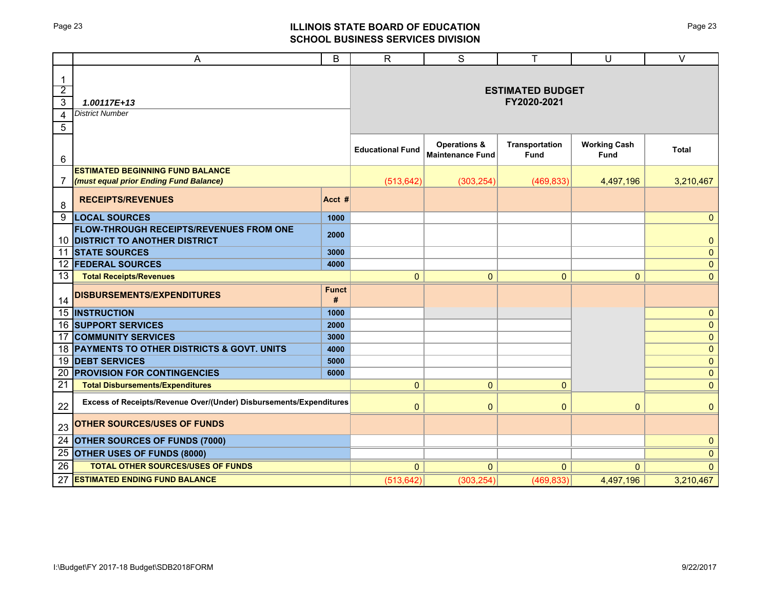## ILLINOIS STATE BOARD OF EDUCATION
## SCHOOL BUSINESS SERVICES DIVISION

| | A | B | R | S | T | U | V |
|---|---|---|---|---|---|---|---|
| 1-5 | *1.00117E+13* <br> *District Number* | | **ESTIMATED BUDGET FY2020-2021** | | | | |
| 6 | | | **Educational Fund** | **Operations & Maintenance Fund** | **Transportation Fund** | **Working Cash Fund** | **Total** |
| 7 | **ESTIMATED BEGINNING FUND BALANCE** ***(must equal prior Ending Fund Balance)*** | | (513,642) | (303,254) | (469,833) | 4,497,196 | 3,210,467 |
| 8 | **RECEIPTS/REVENUES** | **Acct #** | | | | | |
| 9 | **LOCAL SOURCES** | **1000** | | | | | 0 |
| 10 | **FLOW-THROUGH RECEIPTS/REVENUES FROM ONE DISTRICT TO ANOTHER DISTRICT** | **2000** | | | | | 0 |
| 11 | **STATE SOURCES** | **3000** | | | | | 0 |
| 12 | **FEDERAL SOURCES** | **4000** | | | | | 0 |
| 13 | **Total Receipts/Revenues** | | 0 | 0 | 0 | 0 | 0 |
| 14 | **DISBURSEMENTS/EXPENDITURES** | **Funct #** | | | | | |
| 15 | **INSTRUCTION** | **1000** | | | | | 0 |
| 16 | **SUPPORT SERVICES** | **2000** | | | | | 0 |
| 17 | **COMMUNITY SERVICES** | **3000** | | | | | 0 |
| 18 | **PAYMENTS TO OTHER DISTRICTS & GOVT. UNITS** | **4000** | | | | | 0 |
| 19 | **DEBT SERVICES** | **5000** | | | | | 0 |
| 20 | **PROVISION FOR CONTINGENCIES** | **6000** | | | | | 0 |
| 21 | **Total Disbursements/Expenditures** | | 0 | 0 | 0 | | 0 |
| 22 | **Excess of Receipts/Revenue Over/(Under) Disbursements/Expenditures** | | 0 | 0 | 0 | 0 | 0 |
| 23 | **OTHER SOURCES/USES OF FUNDS** | | | | | | |
| 24 | **OTHER SOURCES OF FUNDS (7000)** | | | | | | 0 |
| 25 | **OTHER USES OF FUNDS (8000)** | | | | | | 0 |
| 26 | **TOTAL OTHER SOURCES/USES OF FUNDS** | | 0 | 0 | 0 | 0 | 0 |
| 27 | **ESTIMATED ENDING FUND BALANCE** | | (513,642) | (303,254) | (469,833) | 4,497,196 | 3,210,467 |

I:\Budget\FY 2017-18 Budget\SDB2018FORM 9/22/2017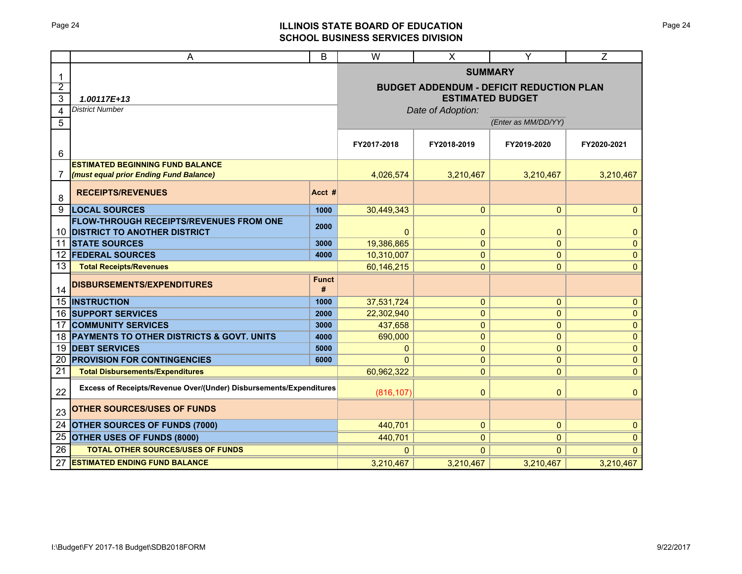# ILLINOIS STATE BOARD OF EDUCATION
## SCHOOL BUSINESS SERVICES DIVISION

**SUMMARY**

**BUDGET ADDENDUM - DEFICIT REDUCTION PLAN**
**ESTIMATED BUDGET**

**1.00117E+13**
*District Number*

*Date of Adoption:* *(Enter as MM/DD/YY)*

| | | Acct # | FY2017-2018 | FY2018-2019 | FY2019-2020 | FY2020-2021 |
|---|---|---|---|---|---|---|
| 7 | **ESTIMATED BEGINNING FUND BALANCE** ***(must equal prior Ending Fund Balance)*** | | 4,026,574 | 3,210,467 | 3,210,467 | 3,210,467 |
| 8 | **RECEIPTS/REVENUES** | **Acct #** | | | | |
| 9 | **LOCAL SOURCES** | 1000 | 30,449,343 | 0 | 0 | 0 |
| 10 | **FLOW-THROUGH RECEIPTS/REVENUES FROM ONE DISTRICT TO ANOTHER DISTRICT** | 2000 | 0 | 0 | 0 | 0 |
| 11 | **STATE SOURCES** | 3000 | 19,386,865 | 0 | 0 | 0 |
| 12 | **FEDERAL SOURCES** | 4000 | 10,310,007 | 0 | 0 | 0 |
| 13 | **Total Receipts/Revenues** | | 60,146,215 | 0 | 0 | 0 |
| 14 | **DISBURSEMENTS/EXPENDITURES** | **Funct #** | | | | |
| 15 | **INSTRUCTION** | 1000 | 37,531,724 | 0 | 0 | 0 |
| 16 | **SUPPORT SERVICES** | 2000 | 22,302,940 | 0 | 0 | 0 |
| 17 | **COMMUNITY SERVICES** | 3000 | 437,658 | 0 | 0 | 0 |
| 18 | **PAYMENTS TO OTHER DISTRICTS & GOVT. UNITS** | 4000 | 690,000 | 0 | 0 | 0 |
| 19 | **DEBT SERVICES** | 5000 | 0 | 0 | 0 | 0 |
| 20 | **PROVISION FOR CONTINGENCIES** | 6000 | 0 | 0 | 0 | 0 |
| 21 | **Total Disbursements/Expenditures** | | 60,962,322 | 0 | 0 | 0 |
| 22 | **Excess of Receipts/Revenue Over/(Under) Disbursements/Expenditures** | | (816,107) | 0 | 0 | 0 |
| 23 | **OTHER SOURCES/USES OF FUNDS** | | | | | |
| 24 | **OTHER SOURCES OF FUNDS (7000)** | | 440,701 | 0 | 0 | 0 |
| 25 | **OTHER USES OF FUNDS (8000)** | | 440,701 | 0 | 0 | 0 |
| 26 | **TOTAL OTHER SOURCES/USES OF FUNDS** | | 0 | 0 | 0 | 0 |
| 27 | **ESTIMATED ENDING FUND BALANCE** | | 3,210,467 | 3,210,467 | 3,210,467 | 3,210,467 |

I:\Budget\FY 2017-18 Budget\SDB2018FORM 9/22/2017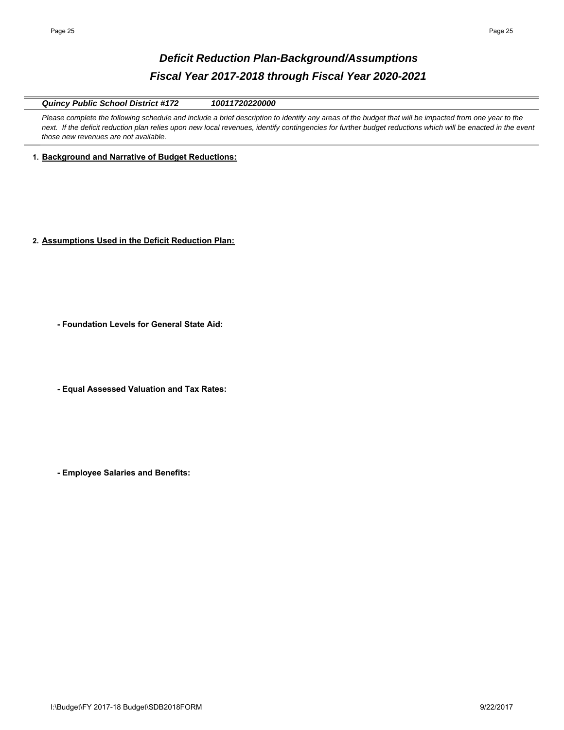# *Deficit Reduction Plan-Background/Assumptions*
## *Fiscal Year 2017-2018 through Fiscal Year 2020-2021*

***Quincy Public School District #172*** ***10011720220000***

*Please complete the following schedule and include a brief description to identify any areas of the budget that will be impacted from one year to the next. If the deficit reduction plan relies upon new local revenues, identify contingencies for further budget reductions which will be enacted in the event those new revenues are not available.*

1. **Background and Narrative of Budget Reductions:**

2. **Assumptions Used in the Deficit Reduction Plan:**

   - **Foundation Levels for General State Aid:**

   - **Equal Assessed Valuation and Tax Rates:**

   - **Employee Salaries and Benefits:**

I:\Budget\FY 2017-18 Budget\SDB2018FORM 9/22/2017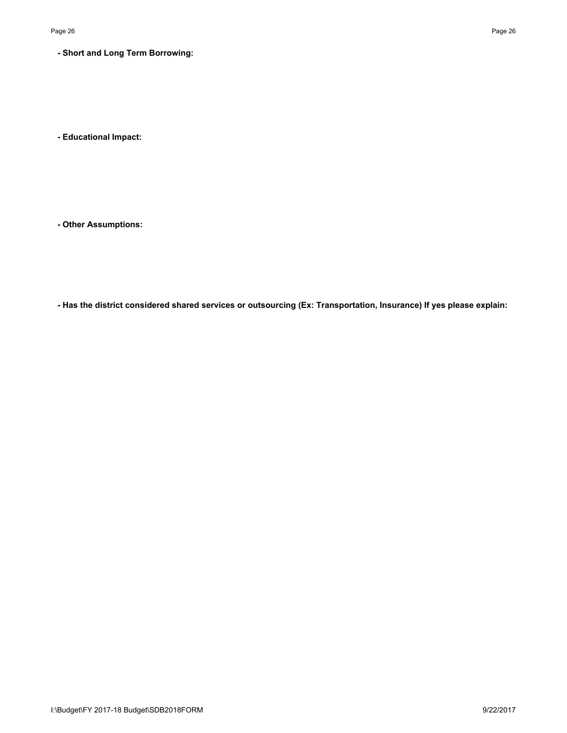**- Short and Long Term Borrowing:**

**- Educational Impact:**

**- Other Assumptions:**

**- Has the district considered shared services or outsourcing (Ex: Transportation, Insurance) If yes please explain:**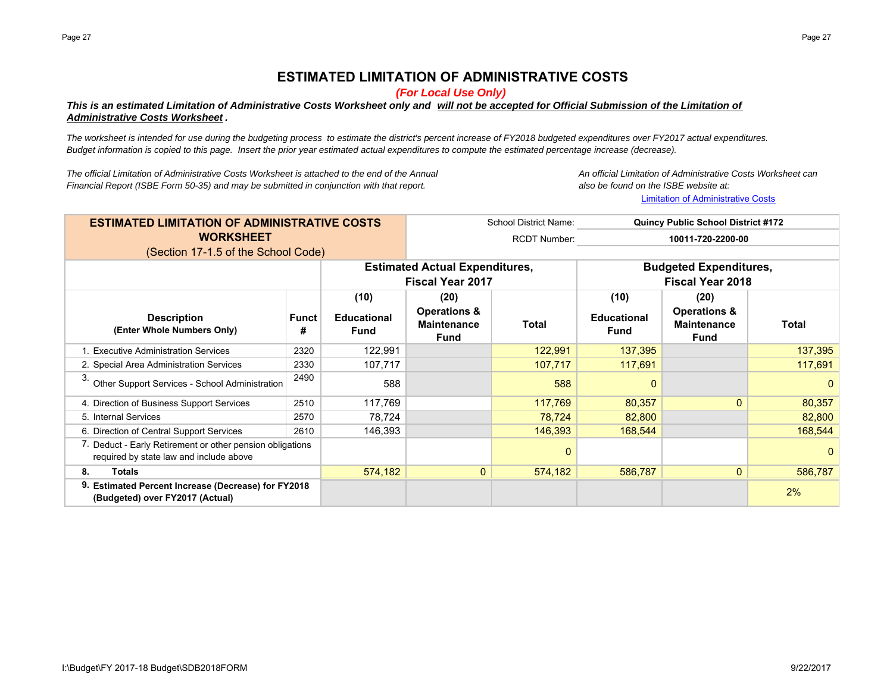# ESTIMATED LIMITATION OF ADMINISTRATIVE COSTS

*(For Local Use Only)*

***This is an estimated Limitation of Administrative Costs Worksheet only and will not be accepted for Official Submission of the Limitation of Administrative Costs Worksheet .***

*The worksheet is intended for use during the budgeting process to estimate the district's percent increase of FY2018 budgeted expenditures over FY2017 actual expenditures. Budget information is copied to this page. Insert the prior year estimated actual expenditures to compute the estimated percentage increase (decrease).*

*The official Limitation of Administrative Costs Worksheet is attached to the end of the Annual Financial Report (ISBE Form 50-35) and may be submitted in conjunction with that report.*

*An official Limitation of Administrative Costs Worksheet can also be found on the ISBE website at:*

Limitation of Administrative Costs

**ESTIMATED LIMITATION OF ADMINISTRATIVE COSTS WORKSHEET**
(Section 17-1.5 of the School Code)

School District Name: **Quincy Public School District #172**
RCDT Number: **10011-720-2200-00**

| Description (Enter Whole Numbers Only) | Funct # | Estimated Actual Expenditures, Fiscal Year 2017 (10) Educational Fund | (20) Operations & Maintenance Fund | Total | Budgeted Expenditures, Fiscal Year 2018 (10) Educational Fund | (20) Operations & Maintenance Fund | Total |
|---|---|---|---|---|---|---|---|
| 1. Executive Administration Services | 2320 | 122,991 | | 122,991 | 137,395 | | 137,395 |
| 2. Special Area Administration Services | 2330 | 107,717 | | 107,717 | 117,691 | | 117,691 |
| 3. Other Support Services - School Administration | 2490 | 588 | | 588 | 0 | | 0 |
| 4. Direction of Business Support Services | 2510 | 117,769 | | 117,769 | 80,357 | 0 | 80,357 |
| 5. Internal Services | 2570 | 78,724 | | 78,724 | 82,800 | | 82,800 |
| 6. Direction of Central Support Services | 2610 | 146,393 | | 146,393 | 168,544 | | 168,544 |
| 7. Deduct - Early Retirement or other pension obligations required by state law and include above | | | | 0 | | | 0 |
| **8. Totals** | | 574,182 | 0 | 574,182 | 586,787 | 0 | 586,787 |
| **9. Estimated Percent Increase (Decrease) for FY2018 (Budgeted) over FY2017 (Actual)** | | | | | | | 2% |

I:\Budget\FY 2017-18 Budget\SDB2018FORM

9/22/2017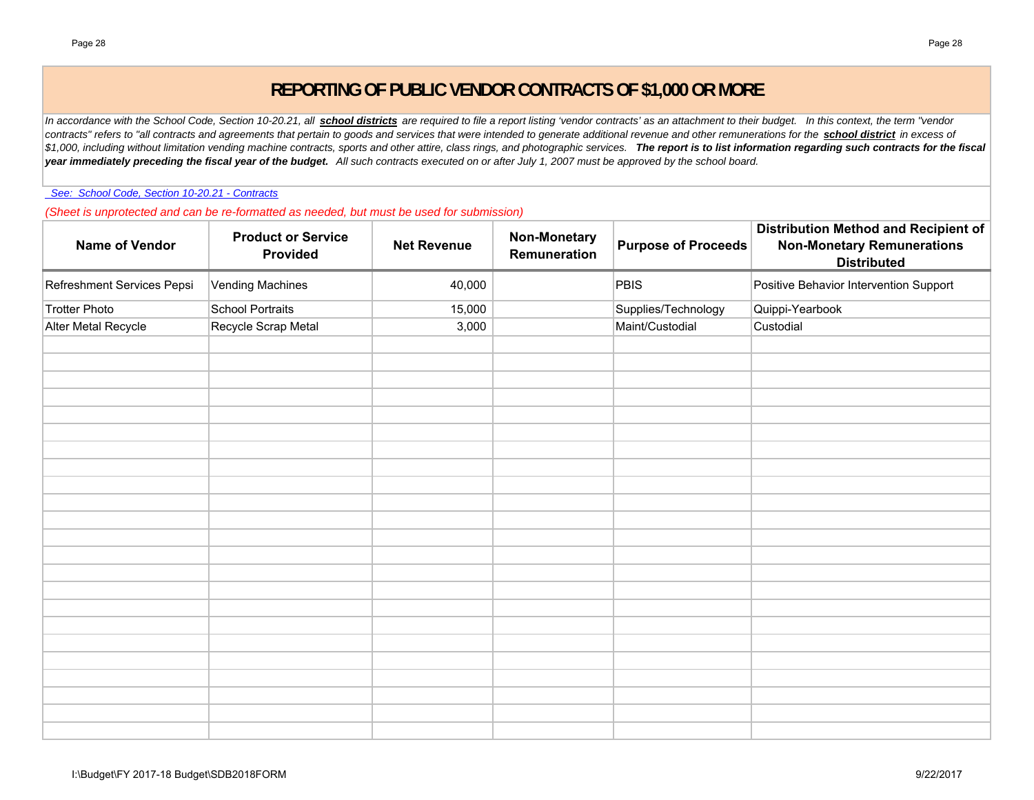# REPORTING OF PUBLIC VENDOR CONTRACTS OF $1,000 OR MORE

*In accordance with the School Code, Section 10-20.21, all **school districts** are required to file a report listing 'vendor contracts' as an attachment to their budget. In this context, the term "vendor contracts" refers to "all contracts and agreements that pertain to goods and services that were intended to generate additional revenue and other remunerations for the **school district** in excess of $1,000, including without limitation vending machine contracts, sports and other attire, class rings, and photographic services. **The report is to list information regarding such contracts for the fiscal year immediately preceding the fiscal year of the budget.** All such contracts executed on or after July 1, 2007 must be approved by the school board.*

*See: School Code, Section 10-20.21 - Contracts*

*(Sheet is unprotected and can be re-formatted as needed, but must be used for submission)*

| Name of Vendor | Product or Service Provided | Net Revenue | Non-Monetary Remuneration | Purpose of Proceeds | Distribution Method and Recipient of Non-Monetary Remunerations Distributed |
|---|---|---|---|---|---|
| Refreshment Services Pepsi | Vending Machines | 40,000 | | PBIS | Positive Behavior Intervention Support |
| Trotter Photo | School Portraits | 15,000 | | Supplies/Technology | Quippi-Yearbook |
| Alter Metal Recycle | Recycle Scrap Metal | 3,000 | | Maint/Custodial | Custodial |

I:\Budget\FY 2017-18 Budget\SDB2018FORM

9/22/2017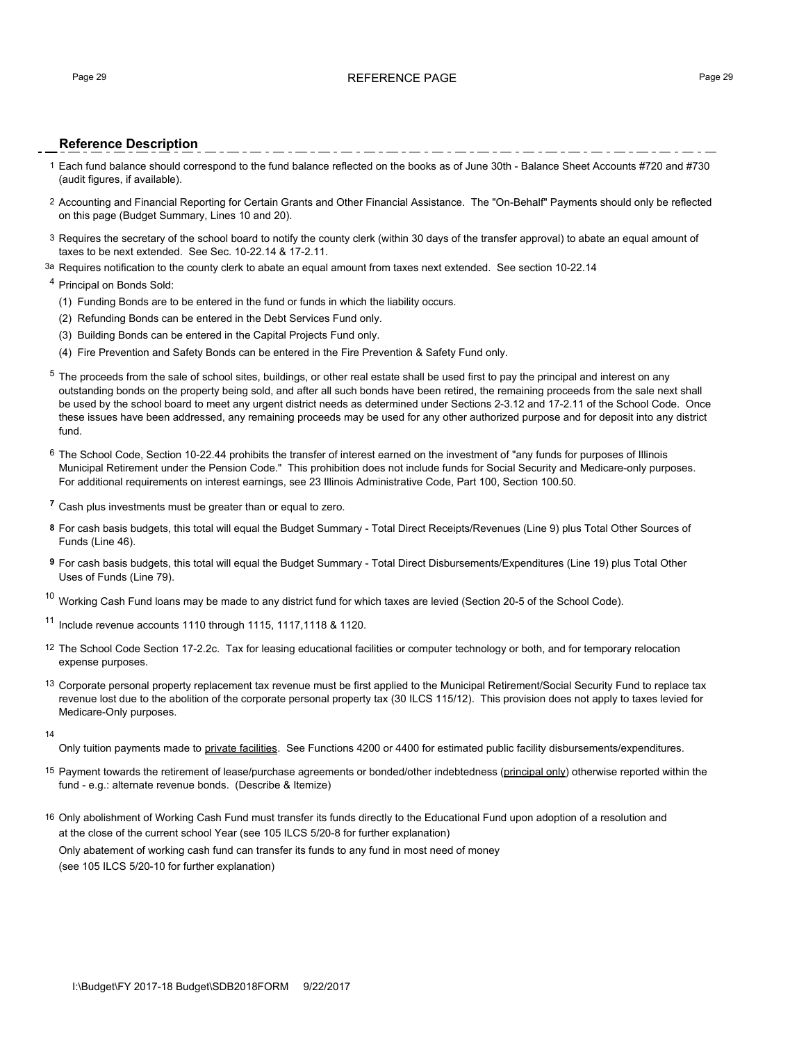# REFERENCE PAGE

## Reference Description

1 Each fund balance should correspond to the fund balance reflected on the books as of June 30th - Balance Sheet Accounts #720 and #730 (audit figures, if available).

2 Accounting and Financial Reporting for Certain Grants and Other Financial Assistance. The "On-Behalf" Payments should only be reflected on this page (Budget Summary, Lines 10 and 20).

3 Requires the secretary of the school board to notify the county clerk (within 30 days of the transfer approval) to abate an equal amount of taxes to be next extended. See Sec. 10-22.14 & 17-2.11.

3a Requires notification to the county clerk to abate an equal amount from taxes next extended. See section 10-22.14

4 Principal on Bonds Sold:

(1) Funding Bonds are to be entered in the fund or funds in which the liability occurs.
(2) Refunding Bonds can be entered in the Debt Services Fund only.
(3) Building Bonds can be entered in the Capital Projects Fund only.
(4) Fire Prevention and Safety Bonds can be entered in the Fire Prevention & Safety Fund only.

5 The proceeds from the sale of school sites, buildings, or other real estate shall be used first to pay the principal and interest on any outstanding bonds on the property being sold, and after all such bonds have been retired, the remaining proceeds from the sale next shall be used by the school board to meet any urgent district needs as determined under Sections 2-3.12 and 17-2.11 of the School Code. Once these issues have been addressed, any remaining proceeds may be used for any other authorized purpose and for deposit into any district fund.

6 The School Code, Section 10-22.44 prohibits the transfer of interest earned on the investment of "any funds for purposes of Illinois Municipal Retirement under the Pension Code." This prohibition does not include funds for Social Security and Medicare-only purposes. For additional requirements on interest earnings, see 23 Illinois Administrative Code, Part 100, Section 100.50.

**7** Cash plus investments must be greater than or equal to zero.

**8** For cash basis budgets, this total will equal the Budget Summary - Total Direct Receipts/Revenues (Line 9) plus Total Other Sources of Funds (Line 46).

**9** For cash basis budgets, this total will equal the Budget Summary - Total Direct Disbursements/Expenditures (Line 19) plus Total Other Uses of Funds (Line 79).

10 Working Cash Fund loans may be made to any district fund for which taxes are levied (Section 20-5 of the School Code).

11 Include revenue accounts 1110 through 1115, 1117,1118 & 1120.

12 The School Code Section 17-2.2c. Tax for leasing educational facilities or computer technology or both, and for temporary relocation expense purposes.

13 Corporate personal property replacement tax revenue must be first applied to the Municipal Retirement/Social Security Fund to replace tax revenue lost due to the abolition of the corporate personal property tax (30 ILCS 115/12). This provision does not apply to taxes levied for Medicare-Only purposes.

14 Only tuition payments made to private facilities. See Functions 4200 or 4400 for estimated public facility disbursements/expenditures.

15 Payment towards the retirement of lease/purchase agreements or bonded/other indebtedness (principal only) otherwise reported within the fund - e.g.: alternate revenue bonds. (Describe & Itemize)

16 Only abolishment of Working Cash Fund must transfer its funds directly to the Educational Fund upon adoption of a resolution and at the close of the current school Year (see 105 ILCS 5/20-8 for further explanation)

Only abatement of working cash fund can transfer its funds to any fund in most need of money (see 105 ILCS 5/20-10 for further explanation)

I:\Budget\FY 2017-18 Budget\SDB2018FORM 9/22/2017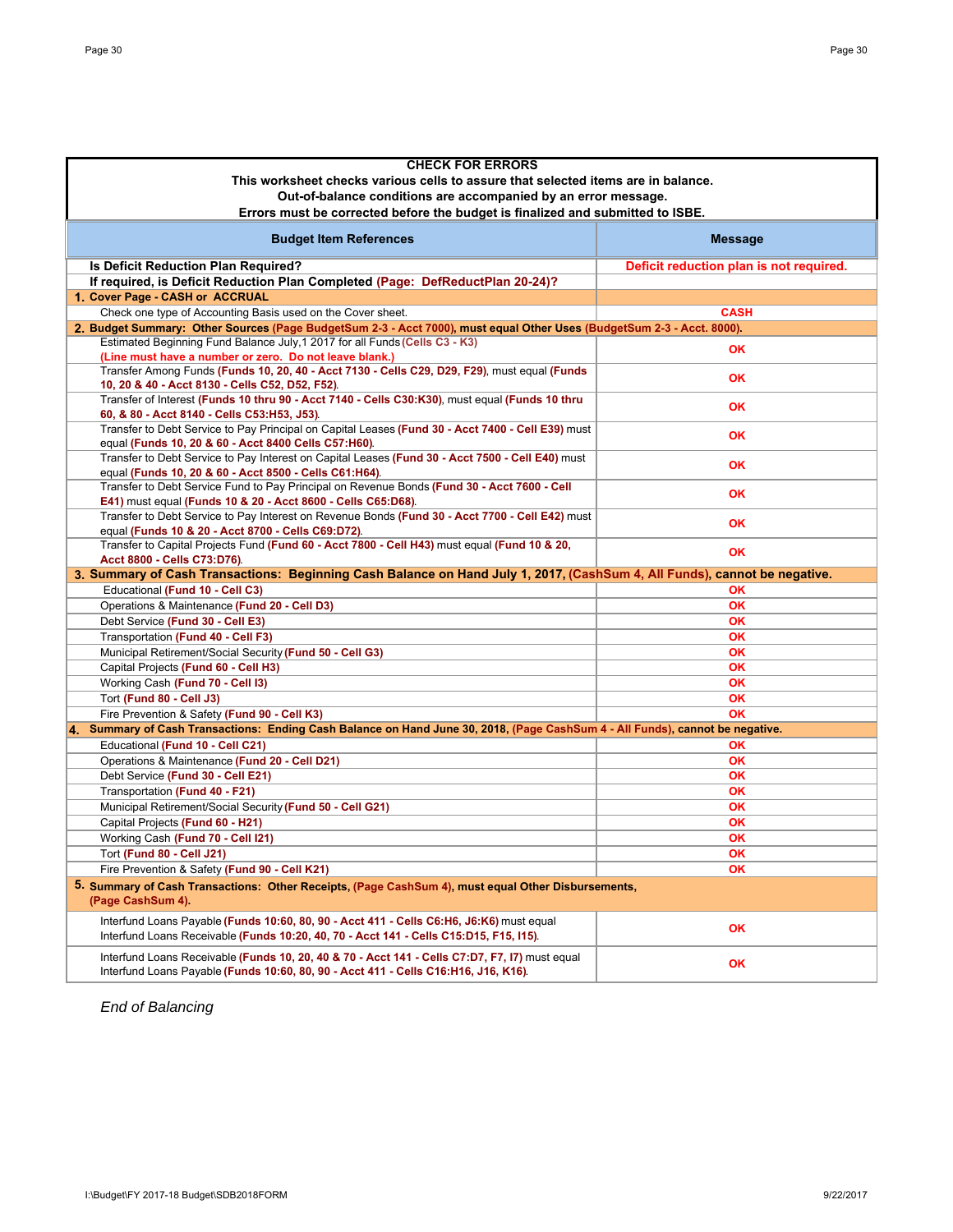**CHECK FOR ERRORS**

**This worksheet checks various cells to assure that selected items are in balance.**
**Out-of-balance conditions are accompanied by an error message.**
**Errors must be corrected before the budget is finalized and submitted to ISBE.**

| Budget Item References | Message |
|---|---|
| **Is Deficit Reduction Plan Required?** | **Deficit reduction plan is not required.** |
| **If required, is Deficit Reduction Plan Completed (Page: DefReductPlan 20-24)?** | |
| **1. Cover Page - CASH or ACCRUAL** | |
| Check one type of Accounting Basis used on the Cover sheet. | **CASH** |
| **2. Budget Summary: Other Sources (Page BudgetSum 2-3 - Acct 7000), must equal Other Uses (BudgetSum 2-3 - Acct. 8000).** | |
| Estimated Beginning Fund Balance July,1 2017 for all Funds (Cells C3 - K3) **(Line must have a number or zero. Do not leave blank.)** | **OK** |
| Transfer Among Funds **(Funds 10, 20, 40 - Acct 7130 - Cells C29, D29, F29)**, must equal **(Funds 10, 20 & 40 - Acct 8130 - Cells C52, D52, F52)**. | **OK** |
| Transfer of Interest **(Funds 10 thru 90 - Acct 7140 - Cells C30:K30)**, must equal **(Funds 10 thru 60, & 80 - Acct 8140 - Cells C53:H53, J53)**. | **OK** |
| Transfer to Debt Service to Pay Principal on Capital Leases **(Fund 30 - Acct 7400 - Cell E39)** must equal **(Funds 10, 20 & 60 - Acct 8400 Cells C57:H60)**. | **OK** |
| Transfer to Debt Service to Pay Interest on Capital Leases **(Fund 30 - Acct 7500 - Cell E40)** must equal **(Funds 10, 20 & 60 - Acct 8500 - Cells C61:H64)**. | **OK** |
| Transfer to Debt Service Fund to Pay Principal on Revenue Bonds **(Fund 30 - Acct 7600 - Cell E41)** must equal **(Funds 10 & 20 - Acct 8600 - Cells C65:D68)**. | **OK** |
| Transfer to Debt Service to Pay Interest on Revenue Bonds **(Fund 30 - Acct 7700 - Cell E42)** must equal **(Funds 10 & 20 - Acct 8700 - Cells C69:D72)**. | **OK** |
| Transfer to Capital Projects Fund **(Fund 60 - Acct 7800 - Cell H43)** must equal **(Fund 10 & 20, Acct 8800 - Cells C73:D76)**. | **OK** |
| **3. Summary of Cash Transactions: Beginning Cash Balance on Hand July 1, 2017, (CashSum 4, All Funds), cannot be negative.** | |
| Educational **(Fund 10 - Cell C3)** | **OK** |
| Operations & Maintenance **(Fund 20 - Cell D3)** | **OK** |
| Debt Service **(Fund 30 - Cell E3)** | **OK** |
| Transportation **(Fund 40 - Cell F3)** | **OK** |
| Municipal Retirement/Social Security **(Fund 50 - Cell G3)** | **OK** |
| Capital Projects **(Fund 60 - Cell H3)** | **OK** |
| Working Cash **(Fund 70 - Cell I3)** | **OK** |
| Tort **(Fund 80 - Cell J3)** | **OK** |
| Fire Prevention & Safety **(Fund 90 - Cell K3)** | **OK** |
| **4. Summary of Cash Transactions: Ending Cash Balance on Hand June 30, 2018, (Page CashSum 4 - All Funds), cannot be negative.** | |
| Educational **(Fund 10 - Cell C21)** | **OK** |
| Operations & Maintenance **(Fund 20 - Cell D21)** | **OK** |
| Debt Service **(Fund 30 - Cell E21)** | **OK** |
| Transportation **(Fund 40 - F21)** | **OK** |
| Municipal Retirement/Social Security **(Fund 50 - Cell G21)** | **OK** |
| Capital Projects **(Fund 60 - H21)** | **OK** |
| Working Cash **(Fund 70 - Cell I21)** | **OK** |
| Tort **(Fund 80 - Cell J21)** | **OK** |
| Fire Prevention & Safety **(Fund 90 - Cell K21)** | **OK** |
| **5. Summary of Cash Transactions: Other Receipts, (Page CashSum 4), must equal Other Disbursements, (Page CashSum 4).** | |
| Interfund Loans Payable **(Funds 10:60, 80, 90 - Acct 411 - Cells C6:H6, J6:K6)** must equal Interfund Loans Receivable **(Funds 10:20, 40, 70 - Acct 141 - Cells C15:D15, F15, I15)**. | **OK** |
| Interfund Loans Receivable **(Funds 10, 20, 40 & 70 - Acct 141 - Cells C7:D7, F7, I7)** must equal Interfund Loans Payable **(Funds 10:60, 80, 90 - Acct 411 - Cells C16:H16, J16, K16)**. | **OK** |

*End of Balancing*

I:\Budget\FY 2017-18 Budget\SDB2018FORM

9/22/2017